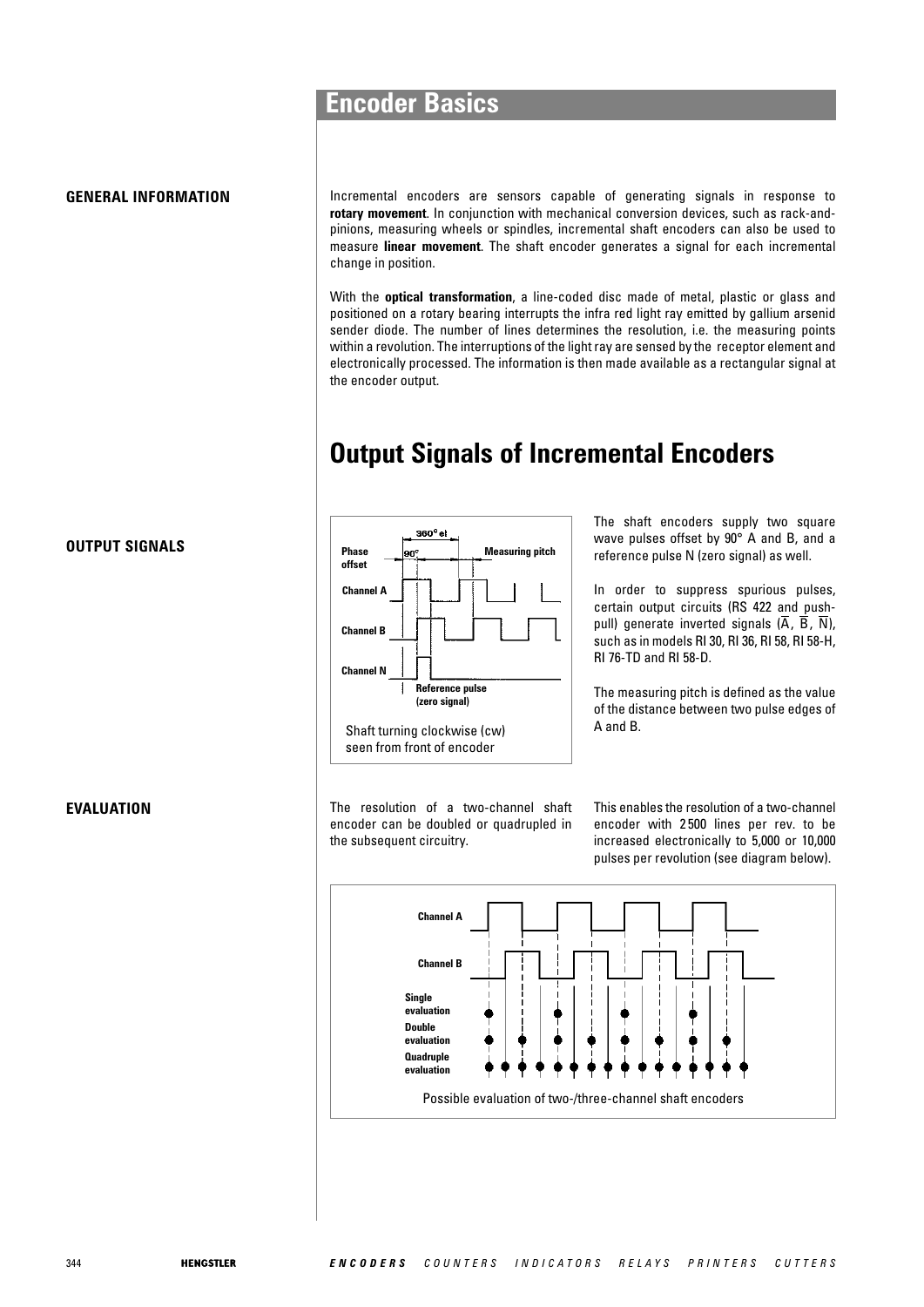# Encoder Basics

**GENERAL INFORMATION**

Incremental encoders are sensors capable of generating signals in response to **rotary movement**. In conjunction with mechanical conversion devices, such as rack-and-pinions, measuring wheels or spindles, incremental shaft encoders can also be used to measure **linear movement**. The shaft encoder generates a signal for each incremental change in position.

With the **optical transformation**, a line-coded disc made of metal, plastic or glass and positioned on a rotary bearing interrupts the infra red light ray emitted by gallium arsenid sender diode. The number of lines determines the resolution, i.e. the measuring points within a revolution. The interruptions of the light ray are sensed by the receptor element and electronically processed. The information is then made available as a rectangular signal at the encoder output.

# Output Signals of Incremental Encoders

**OUTPUT SIGNALS**

Shaft turning clockwise (cw) seen from front of encoder

The shaft encoders supply two square wave pulses offset by 90° A and B, and a reference pulse N (zero signal) as well.

In order to suppress spurious pulses, certain output circuits (RS 422 and push-pull) generate inverted signals ($\overline{A}$, $\overline{B}$, $\overline{N}$), such as in models RI 30, RI 36, RI 58, RI 58-H, RI 76-TD and RI 58-D.

The measuring pitch is defined as the value of the distance between two pulse edges of A and B.

**EVALUATION**

The resolution of a two-channel shaft encoder can be doubled or quadrupled in the subsequent circuitry.

This enables the resolution of a two-channel encoder with 2500 lines per rev. to be increased electronically to 5,000 or 10,000 pulses per revolution (see diagram below).

Possible evaluation of two-/three-channel shaft encoders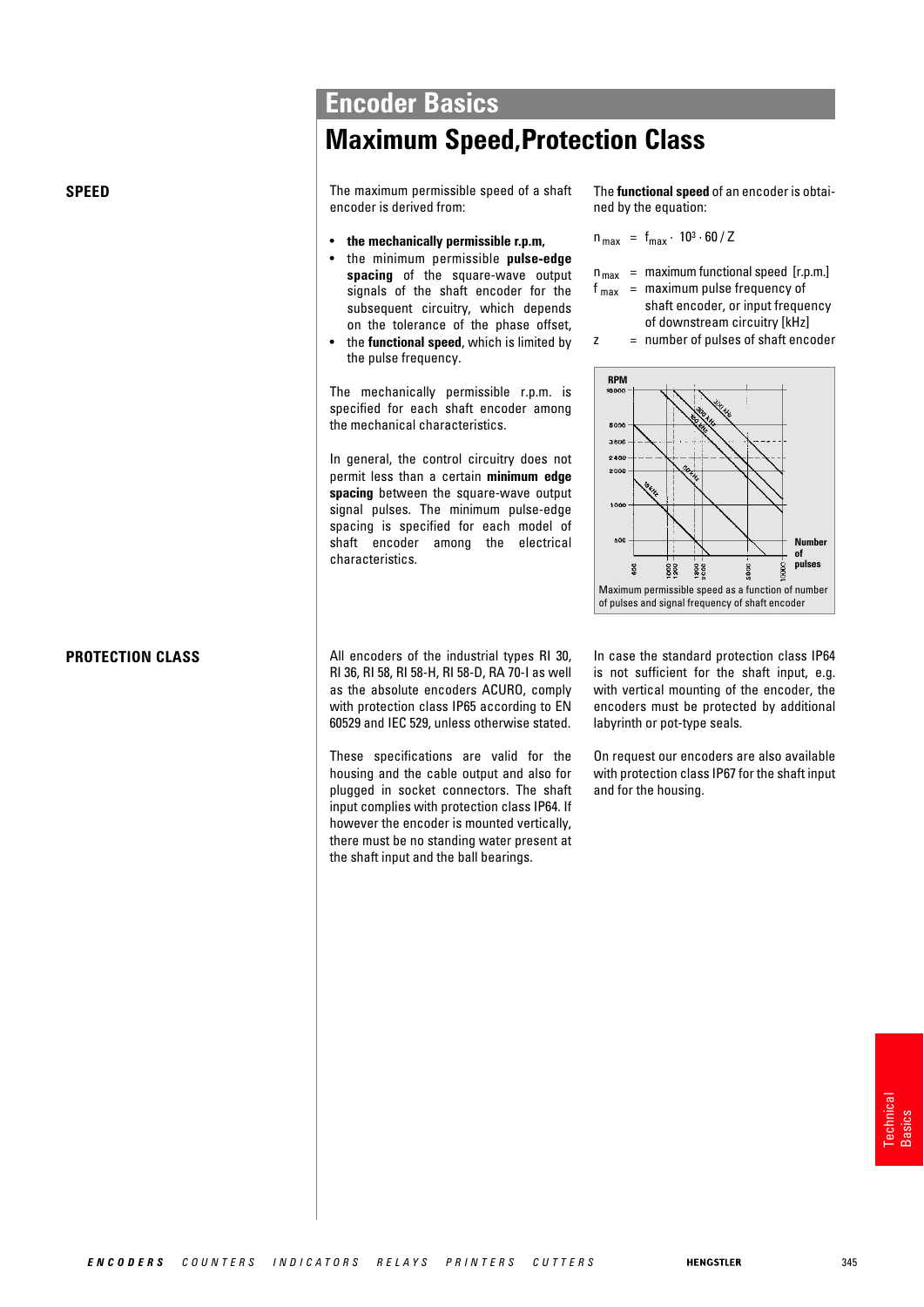# Encoder Basics

## Maximum Speed,Protection Class

### SPEED

The maximum permissible speed of a shaft encoder is derived from:

- **the mechanically permissible r.p.m,**
- the minimum permissible **pulse-edge spacing** of the square-wave output signals of the shaft encoder for the subsequent circuitry, which depends on the tolerance of the phase offset,
- the **functional speed**, which is limited by the pulse frequency.

The mechanically permissible r.p.m. is specified for each shaft encoder among the mechanical characteristics.

In general, the control circuitry does not permit less than a certain **minimum edge spacing** between the square-wave output signal pulses. The minimum pulse-edge spacing is specified for each model of shaft encoder among the electrical characteristics.

The **functional speed** of an encoder is obtained by the equation:

$$n_{max} = f_{max} \cdot 10^3 \cdot 60 / Z$$

$n_{max}$ = maximum functional speed [r.p.m.]
$f_{max}$ = maximum pulse frequency of shaft encoder, or input frequency of downstream circuitry [kHz]
z = number of pulses of shaft encoder

Maximum permissible speed as a function of number of pulses and signal frequency of shaft encoder

### PROTECTION CLASS

All encoders of the industrial types RI 30, RI 36, RI 58, RI 58-H, RI 58-D, RA 70-I as well as the absolute encoders ACURO, comply with protection class IP65 according to EN 60529 and IEC 529, unless otherwise stated.

These specifications are valid for the housing and the cable output and also for plugged in socket connectors. The shaft input complies with protection class IP64. If however the encoder is mounted vertically, there must be no standing water present at the shaft input and the ball bearings.

In case the standard protection class IP64 is not sufficient for the shaft input, e.g. with vertical mounting of the encoder, the encoders must be protected by additional labyrinth or pot-type seals.

On request our encoders are also available with protection class IP67 for the shaft input and for the housing.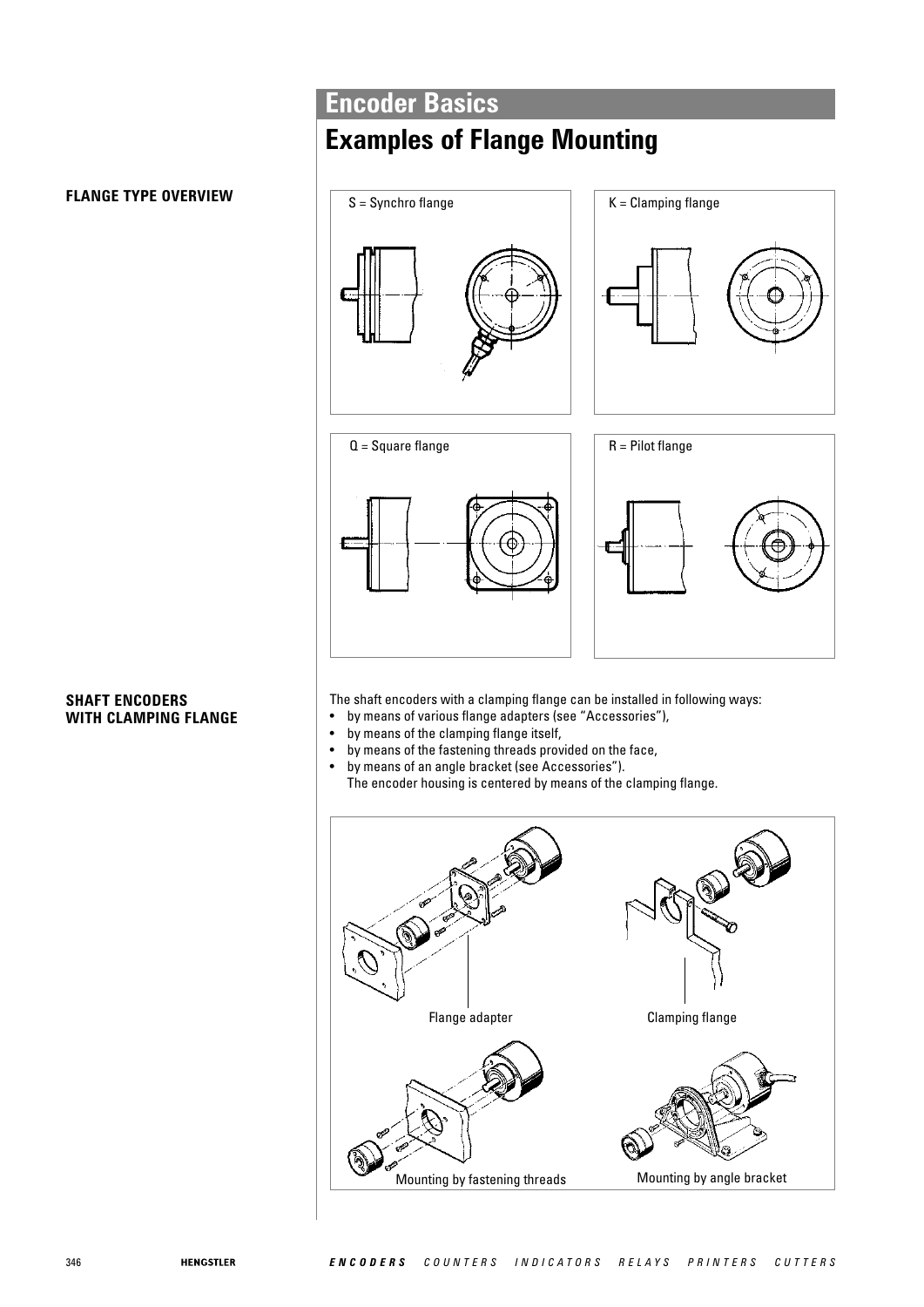## Encoder Basics

# Examples of Flange Mounting

**FLANGE TYPE OVERVIEW**

S = Synchro flange

K = Clamping flange

Q = Square flange

R = Pilot flange

**SHAFT ENCODERS WITH CLAMPING FLANGE**

The shaft encoders with a clamping flange can be installed in following ways:

- by means of various flange adapters (see “Accessories”),
- by means of the clamping flange itself,
- by means of the fastening threads provided on the face,
- by means of an angle bracket (see Accessories”).
  The encoder housing is centered by means of the clamping flange.

Flange adapter

Clamping flange

Mounting by fastening threads

Mounting by angle bracket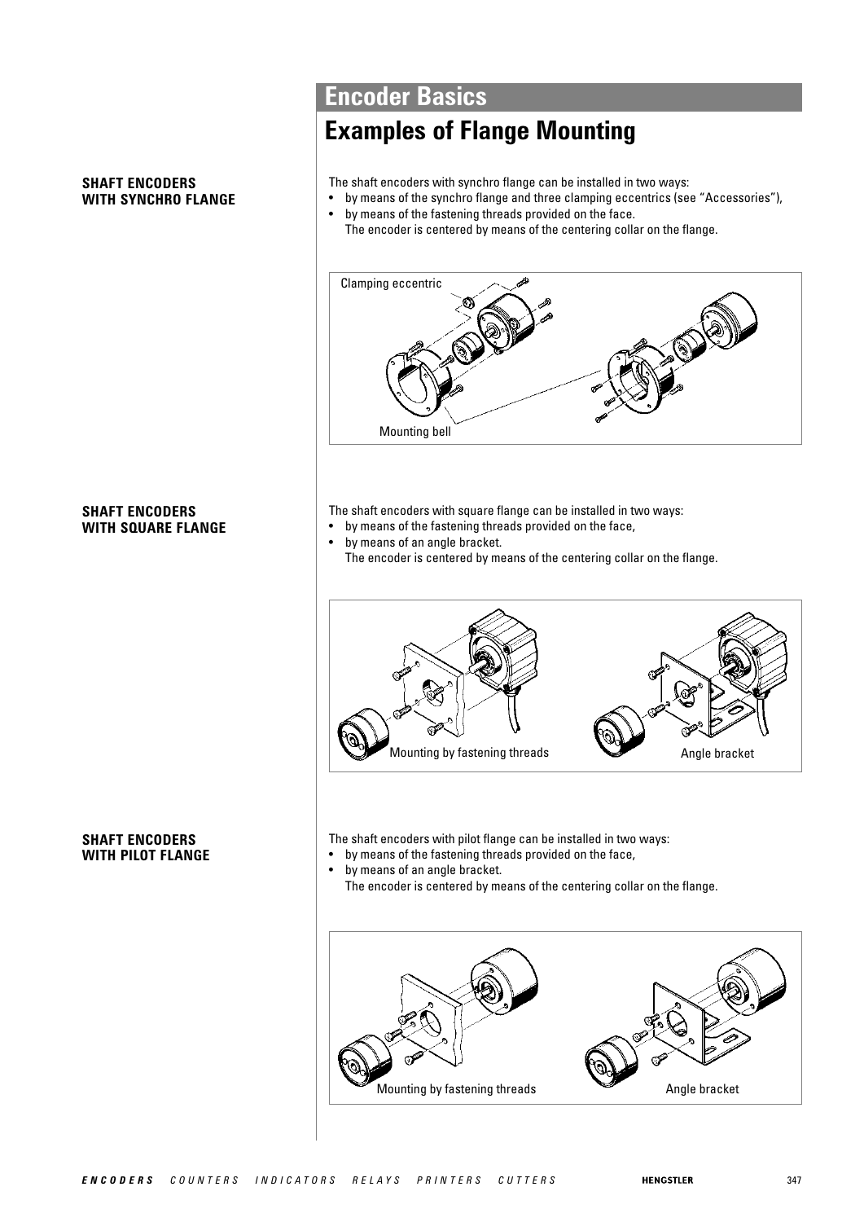# Encoder Basics

## Examples of Flange Mounting

### SHAFT ENCODERS WITH SYNCHRO FLANGE

The shaft encoders with synchro flange can be installed in two ways:

- by means of the synchro flange and three clamping eccentrics (see "Accessories"),
- by means of the fastening threads provided on the face.
  The encoder is centered by means of the centering collar on the flange.

Clamping eccentric

Mounting bell

### SHAFT ENCODERS WITH SQUARE FLANGE

The shaft encoders with square flange can be installed in two ways:

- by means of the fastening threads provided on the face,
- by means of an angle bracket.
  The encoder is centered by means of the centering collar on the flange.

Mounting by fastening threads

Angle bracket

### SHAFT ENCODERS WITH PILOT FLANGE

The shaft encoders with pilot flange can be installed in two ways:

- by means of the fastening threads provided on the face,
- by means of an angle bracket.
  The encoder is centered by means of the centering collar on the flange.

Mounting by fastening threads

Angle bracket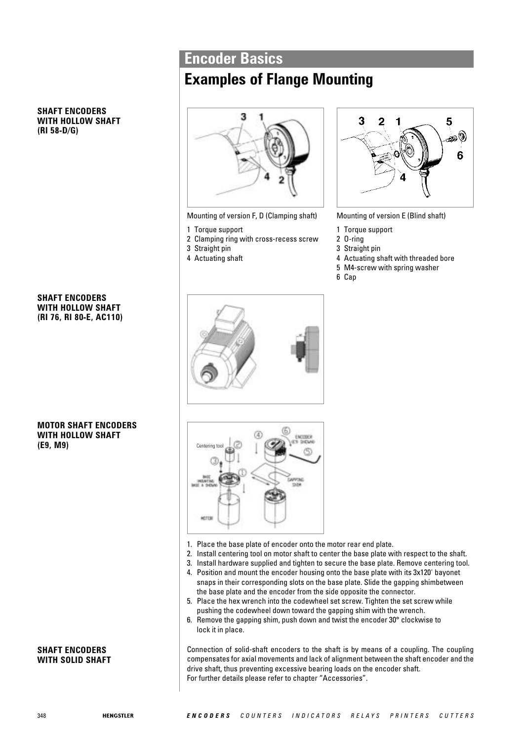## Encoder Basics

# Examples of Flange Mounting

**SHAFT ENCODERS WITH HOLLOW SHAFT (RI 58-D/G)**

Mounting of version F, D (Clamping shaft)

1 Torque support
2 Clamping ring with cross-recess screw
3 Straight pin
4 Actuating shaft

Mounting of version E (Blind shaft)

1 Torque support
2 O-ring
3 Straight pin
4 Actuating shaft with threaded bore
5 M4-screw with spring washer
6 Cap

**SHAFT ENCODERS WITH HOLLOW SHAFT (RI 76, RI 80-E, AC110)**

**MOTOR SHAFT ENCODERS WITH HOLLOW SHAFT (E9, M9)**

1. Place the base plate of encoder onto the motor rear end plate.
2. Install centering tool on motor shaft to center the base plate with respect to the shaft.
3. Install hardware supplied and tighten to secure the base plate. Remove centering tool.
4. Position and mount the encoder housing onto the base plate with its 3x120' bayonet snaps in their corresponding slots on the base plate. Slide the gapping shimbetween the base plate and the encoder from the side opposite the connector.
5. Place the hex wrench into the codewheel set screw. Tighten the set screw while pushing the codewheel down toward the gapping shim with the wrench.
6. Remove the gapping shim, push down and twist the encoder 30° clockwise to lock it in place.

**SHAFT ENCODERS WITH SOLID SHAFT**

Connection of solid-shaft encoders to the shaft is by means of a coupling. The coupling compensates for axial movements and lack of alignment between the shaft encoder and the drive shaft, thus preventing excessive bearing loads on the encoder shaft.
For further details please refer to chapter "Accessories".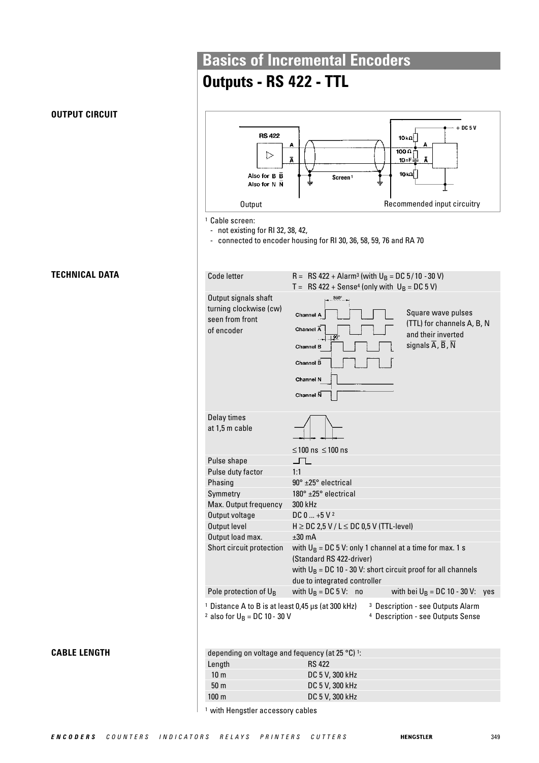# Basics of Incremental Encoders

## Outputs - RS 422 - TTL

### OUTPUT CIRCUIT

RS 422 — A, $\overline{A}$ — Also for B $\overline{B}$ — Also for N $\overline{N}$ — Screen[1] — + DC 5 V — 10 kΩ — 100 Ω — 10 nF — 10 kΩ

Output — Recommended input circuitry

[1] Cable screen:
- not existing for RI 32, 38, 42,
- connected to encoder housing for RI 30, 36, 58, 59, 76 and RA 70

### TECHNICAL DATA

| | |
|---|---|
| Code letter | R = RS 422 + Alarm[3] (with $U_B$ = DC 5/10 - 30 V)<br>T = RS 422 + Sense[4] (only with $U_B$ = DC 5 V) |
| Output signals shaft turning clockwise (cw) seen from front of encoder | Channel A, Channel $\overline{A}$, Channel B, Channel $\overline{B}$, Channel N, Channel $\overline{N}$ (360°, 90°)<br>Square wave pulses (TTL) for channels A, B, N and their inverted signals $\overline{A}$, $\overline{B}$, $\overline{N}$ |
| Delay times at 1,5 m cable | ≤100 ns ≤100 ns |
| Pulse shape | ⎍ |
| Pulse duty factor | 1:1 |
| Phasing | 90° ±25° electrical |
| Symmetry | 180° ±25° electrical |
| Max. Output frequency | 300 kHz |
| Output voltage | DC 0 ... +5 V [2] |
| Output level | H ≥ DC 2,5 V / L ≤ DC 0,5 V (TTL-level) |
| Output load max. | ±30 mA |
| Short circuit protection | with $U_B$ = DC 5 V: only 1 channel at a time for max. 1 s (Standard RS 422-driver)<br>with $U_B$ = DC 10 - 30 V: short circuit proof for all channels due to integrated controller |
| Pole protection of $U_B$ | with $U_B$ = DC 5 V: no — with bei $U_B$ = DC 10 - 30 V: yes |

[1] Distance A to B is at least 0,45 µs (at 300 kHz)
[2] also for $U_B$ = DC 10 - 30 V
[3] Description - see Outputs Alarm
[4] Description - see Outputs Sense

### CABLE LENGTH

depending on voltage and fequency (at 25 °C) [1]:

| Length | RS 422 |
|---|---|
| 10 m | DC 5 V, 300 kHz |
| 50 m | DC 5 V, 300 kHz |
| 100 m | DC 5 V, 300 kHz |

[1] with Hengstler accessory cables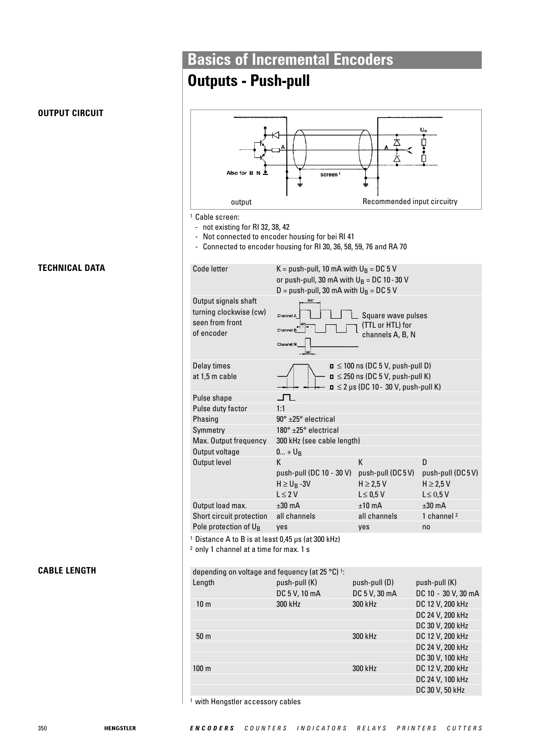# Basics of Incremental Encoders

## Outputs - Push-pull

### OUTPUT CIRCUIT

Also for B N

screen[1]

$U_B$

output

Recommended input circuitry

[1] Cable screen:
- not existing for RI 32, 38, 42
- Not connected to encoder housing for bei RI 41
- Connected to encoder housing for RI 30, 36, 58, 59, 76 and RA 70

### TECHNICAL DATA

| | | | |
|---|---|---|---|
| Code letter | K = push-pull, 10 mA with $U_B$ = DC 5 V or push-pull, 30 mA with $U_B$ = DC 10 - 30 V D = push-pull, 30 mA with $U_B$ = DC 5 V | | |
| Output signals shaft turning clockwise (cw) seen from front of encoder | Square wave pulses (TTL or HTL) for channels A, B, N | | |
| Delay times at 1,5 m cable | ≤ 100 ns (DC 5 V, push-pull D) ≤ 250 ns (DC 5 V, push-pull K) ≤ 2 µs (DC 10 - 30 V, push-pull K) | | |
| Pulse shape | | | |
| Pulse duty factor | 1:1 | | |
| Phasing | 90° ±25° electrical | | |
| Symmetry | 180° ±25° electrical | | |
| Max. Output frequency | 300 kHz (see cable length) | | |
| Output voltage | 0... + $U_B$ | | |
| Output level | K push-pull (DC 10 - 30 V) $H \geq U_B$ -3V $L \leq 2$ V | K push-pull (DC 5 V) $H \geq 2{,}5$ V $L \leq 0{,}5$ V | D push-pull (DC 5 V) $H \geq 2{,}5$ V $L \leq 0{,}5$ V |
| Output load max. | ±30 mA | ±10 mA | ±30 mA |
| Short circuit protection | all channels | all channels | 1 channel [2] |
| Pole protection of $U_B$ | yes | yes | no |

[1] Distance A to B is at least 0,45 µs (at 300 kHz)
[2] only 1 channel at a time for max. 1 s

### CABLE LENGTH

depending on voltage and fequency (at 25 °C) [1]:

| Length | push-pull (K) DC 5 V, 10 mA | push-pull (D) DC 5 V, 30 mA | push-pull (K) DC 10 - 30 V, 30 mA |
|---|---|---|---|
| 10 m | 300 kHz | 300 kHz | DC 12 V, 200 kHz |
| | | | DC 24 V, 200 kHz |
| | | | DC 30 V, 200 kHz |
| 50 m | | 300 kHz | DC 12 V, 200 kHz |
| | | | DC 24 V, 200 kHz |
| | | | DC 30 V, 100 kHz |
| 100 m | | 300 kHz | DC 12 V, 200 kHz |
| | | | DC 24 V, 100 kHz |
| | | | DC 30 V, 50 kHz |

[1] with Hengstler accessory cables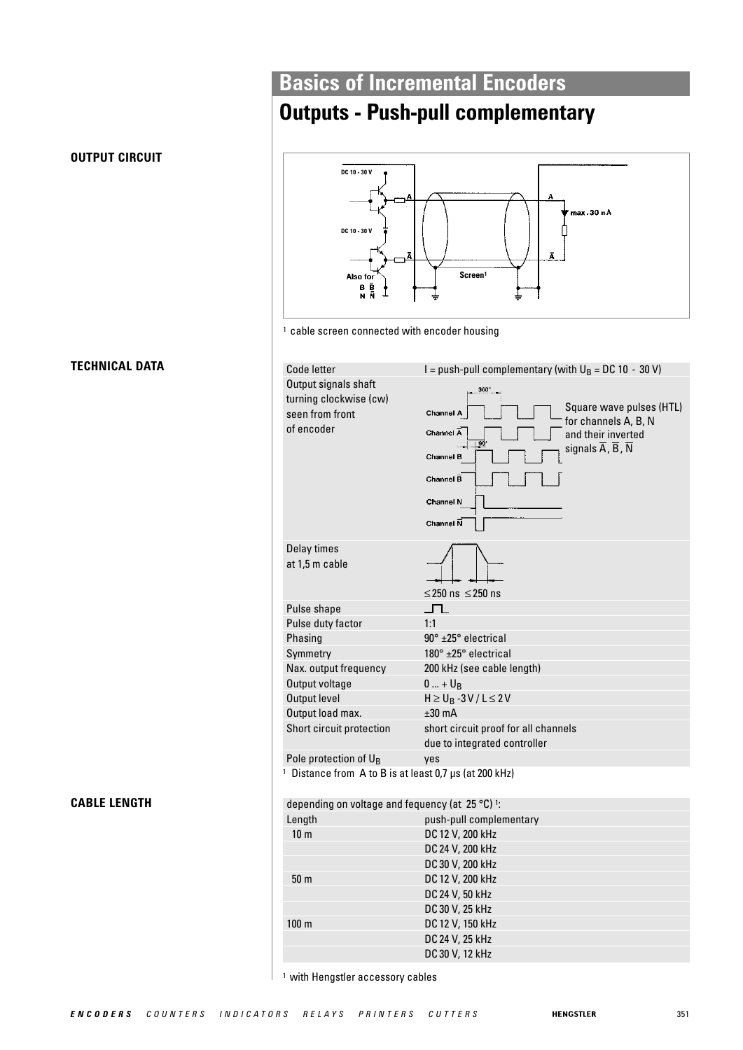# Basics of Incremental Encoders

## Outputs - Push-pull complementary

**OUTPUT CIRCUIT**

DC 10 - 30 V

A

max. 30 mA

DC 10 - 30 V

$\overline{A}$

Also for B $\overline{B}$ N $\overline{N}$

Screen[1]

[1] cable screen connected with encoder housing

**TECHNICAL DATA**

| | |
|---|---|
| Code letter | I = push-pull complementary (with $U_B$ = DC 10 - 30 V) |
| Output signals shaft turning clockwise (cw) seen from front of encoder | Square wave pulses (HTL) for channels A, B, N and their inverted signals $\overline{A}$, $\overline{B}$, $\overline{N}$ |
| Delay times at 1,5 m cable | ≤250 ns ≤250 ns |
| Pulse shape | |
| Pulse duty factor | 1:1 |
| Phasing | 90° ±25° electrical |
| Symmetry | 180° ±25° electrical |
| Nax. output frequency | 200 kHz (see cable length) |
| Output voltage | 0 ... + $U_B$ |
| Output level | $H \geq U_B$ -3 V / $L \leq 2$ V |
| Output load max. | ±30 mA |
| Short circuit protection | short circuit proof for all channels due to integrated controller |
| Pole protection of $U_B$ | yes |

[1] Distance from A to B is at least 0,7 µs (at 200 kHz)

**CABLE LENGTH**

depending on voltage and fequency (at 25 °C) [1]:

| Length | push-pull complementary |
|---|---|
| 10 m | DC 12 V, 200 kHz |
| | DC 24 V, 200 kHz |
| | DC 30 V, 200 kHz |
| 50 m | DC 12 V, 200 kHz |
| | DC 24 V, 50 kHz |
| | DC 30 V, 25 kHz |
| 100 m | DC 12 V, 150 kHz |
| | DC 24 V, 25 kHz |
| | DC 30 V, 12 kHz |

[1] with Hengstler accessory cables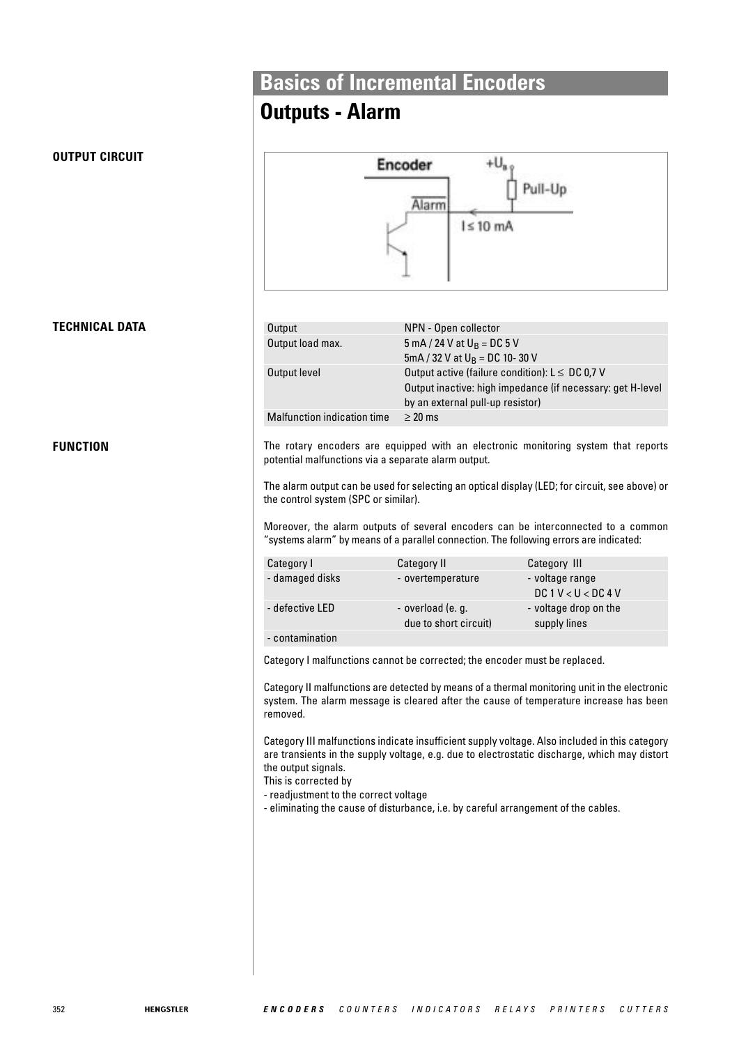# Basics of Incremental Encoders

## Outputs - Alarm

**OUTPUT CIRCUIT**

**TECHNICAL DATA**

| Output | NPN - Open collector |
|---|---|
| Output load max. | 5 mA / 24 V at $U_B$ = DC 5 V<br>5mA / 32 V at $U_B$ = DC 10- 30 V |
| Output level | Output active (failure condition): L ≤ DC 0,7 V<br>Output inactive: high impedance (if necessary: get H-level by an external pull-up resistor) |
| Malfunction indication time | ≥ 20 ms |

**FUNCTION**

The rotary encoders are equipped with an electronic monitoring system that reports potential malfunctions via a separate alarm output.

The alarm output can be used for selecting an optical display (LED; for circuit, see above) or the control system (SPC or similar).

Moreover, the alarm outputs of several encoders can be interconnected to a common "systems alarm" by means of a parallel connection. The following errors are indicated:

| Category I | Category II | Category III |
|---|---|---|
| - damaged disks | - overtemperature | - voltage range DC 1 V < U < DC 4 V |
| - defective LED | - overload (e. g. due to short circuit) | - voltage drop on the supply lines |
| - contamination | | |

Category I malfunctions cannot be corrected; the encoder must be replaced.

Category II malfunctions are detected by means of a thermal monitoring unit in the electronic system. The alarm message is cleared after the cause of temperature increase has been removed.

Category III malfunctions indicate insufficient supply voltage. Also included in this category are transients in the supply voltage, e.g. due to electrostatic discharge, which may distort the output signals.
This is corrected by
- readjustment to the correct voltage
- eliminating the cause of disturbance, i.e. by careful arrangement of the cables.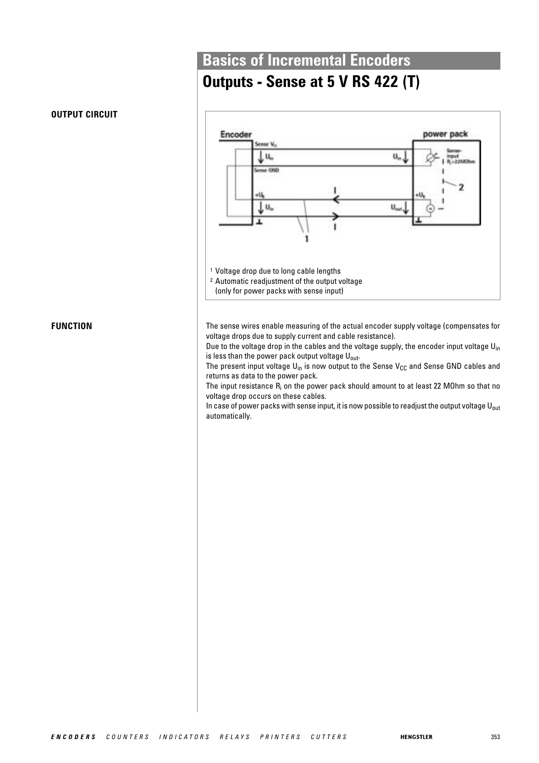# Basics of Incremental Encoders

## Outputs - Sense at 5 V RS 422 (T)

**OUTPUT CIRCUIT**

[1] Voltage drop due to long cable lengths
[2] Automatic readjustment of the output voltage (only for power packs with sense input)

**FUNCTION**

The sense wires enable measuring of the actual encoder supply voltage (compensates for voltage drops due to supply current and cable resistance).
Due to the voltage drop in the cables and the voltage supply, the encoder input voltage $U_{in}$ is less than the power pack output voltage $U_{out}$.
The present input voltage $U_{in}$ is now output to the Sense $V_{CC}$ and Sense GND cables and returns as data to the power pack.
The input resistance $R_i$ on the power pack should amount to at least 22 MOhm so that no voltage drop occurs on these cables.
In case of power packs with sense input, it is now possible to readjust the output voltage $U_{out}$ automatically.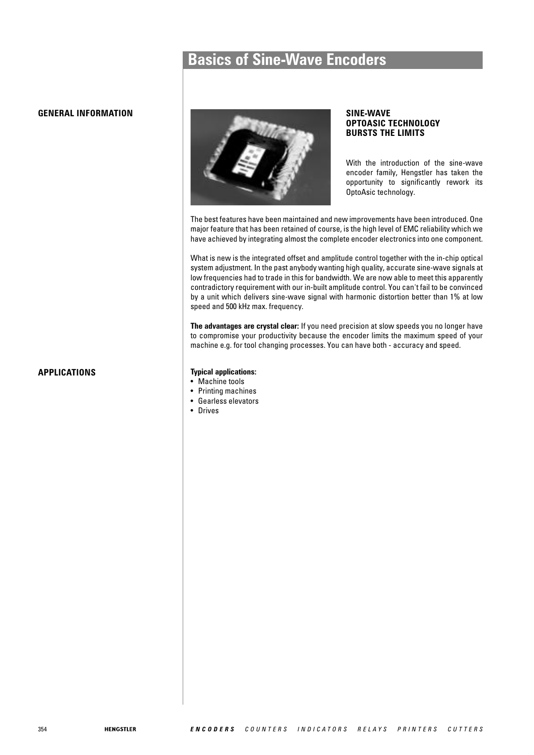# Basics of Sine-Wave Encoders

## GENERAL INFORMATION

### SINE-WAVE OPTOASIC TECHNOLOGY BURSTS THE LIMITS

With the introduction of the sine-wave encoder family, Hengstler has taken the opportunity to significantly rework its OptoAsic technology.

The best features have been maintained and new improvements have been introduced. One major feature that has been retained of course, is the high level of EMC reliability which we have achieved by integrating almost the complete encoder electronics into one component.

What is new is the integrated offset and amplitude control together with the in-chip optical system adjustment. In the past anybody wanting high quality, accurate sine-wave signals at low frequencies had to trade in this for bandwidth. We are now able to meet this apparently contradictory requirement with our in-built amplitude control. You can't fail to be convinced by a unit which delivers sine-wave signal with harmonic distortion better than 1% at low speed and 500 kHz max. frequency.

**The advantages are crystal clear:** If you need precision at slow speeds you no longer have to compromise your productivity because the encoder limits the maximum speed of your machine e.g. for tool changing processes. You can have both - accuracy and speed.

## APPLICATIONS

**Typical applications:**

- Machine tools
- Printing machines
- Gearless elevators
- Drives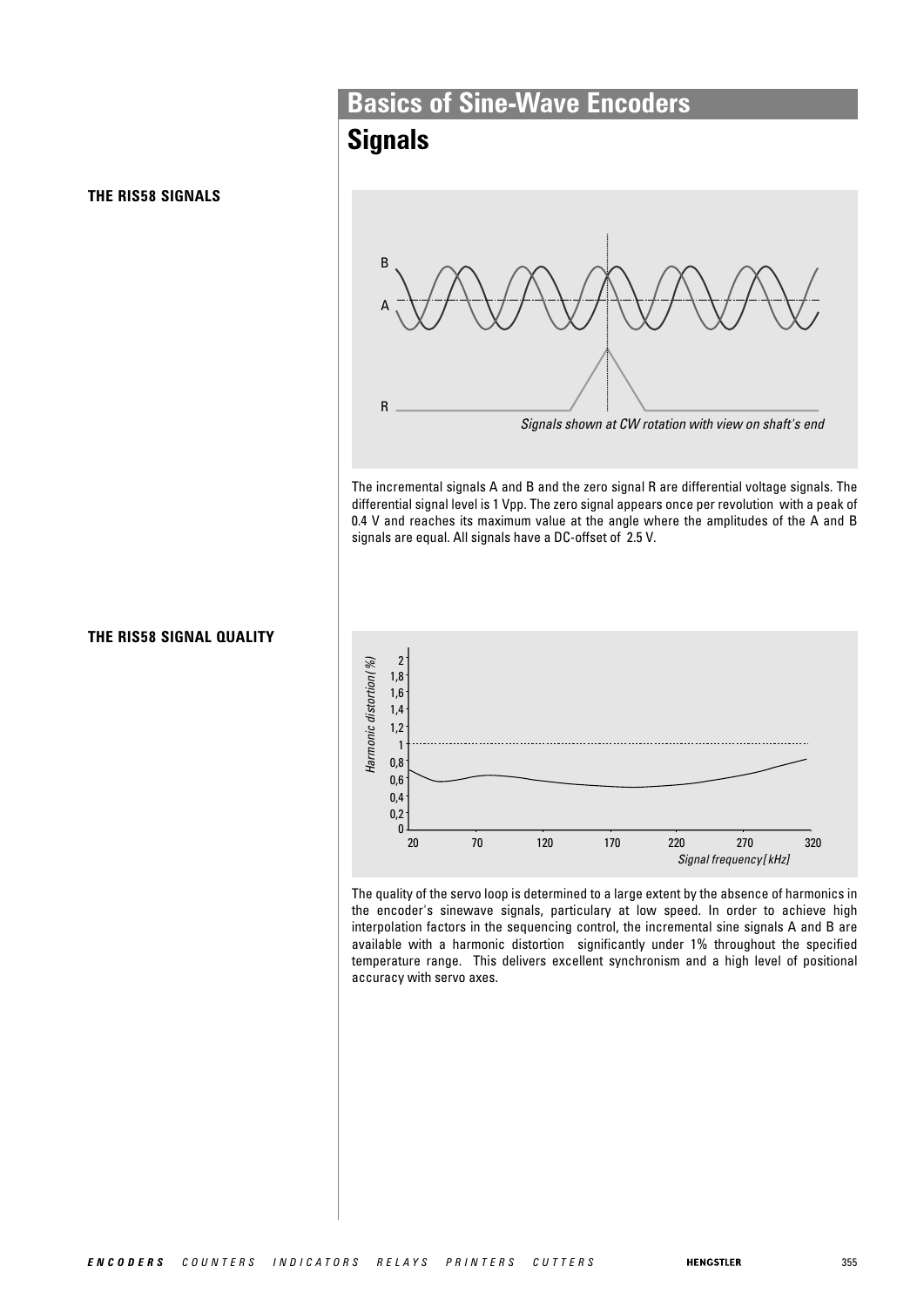# Basics of Sine-Wave Encoders

## Signals

**THE RIS58 SIGNALS**

*Signals shown at CW rotation with view on shaft's end*

The incremental signals A and B and the zero signal R are differential voltage signals. The differential signal level is 1 Vpp. The zero signal appears once per revolution with a peak of 0.4 V and reaches its maximum value at the angle where the amplitudes of the A and B signals are equal. All signals have a DC-offset of 2.5 V.

**THE RIS58 SIGNAL QUALITY**

The quality of the servo loop is determined to a large extent by the absence of harmonics in the encoder's sinewave signals, particulary at low speed. In order to achieve high interpolation factors in the sequencing control, the incremental sine signals A and B are available with a harmonic distortion significantly under 1% throughout the specified temperature range. This delivers excellent synchronism and a high level of positional accuracy with servo axes.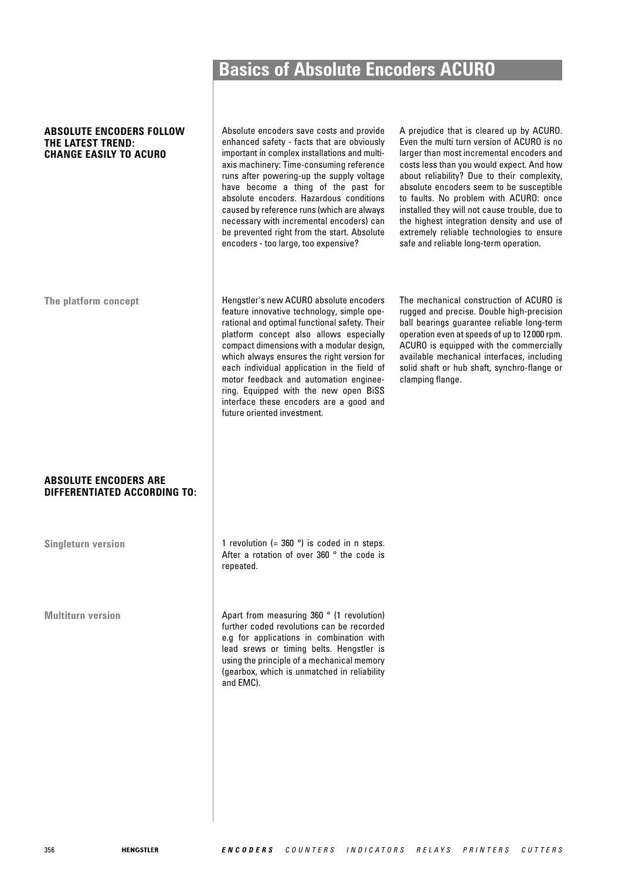# Basics of Absolute Encoders ACURO

## ABSOLUTE ENCODERS FOLLOW THE LATEST TREND: CHANGE EASILY TO ACURO

Absolute encoders save costs and provide enhanced safety - facts that are obviously important in complex installations and multi-axis machinery: Time-consuming reference runs after powering-up the supply voltage have become a thing of the past for absolute encoders. Hazardous conditions caused by reference runs (which are always necessary with incremental encoders) can be prevented right from the start. Absolute encoders - too large, too expensive?

A prejudice that is cleared up by ACURO. Even the multi turn version of ACURO is no larger than most incremental encoders and costs less than you would expect. And how about reliability? Due to their complexity, absolute encoders seem to be susceptible to faults. No problem with ACURO: once installed they will not cause trouble, due to the highest integration density and use of extremely reliable technologies to ensure safe and reliable long-term operation.

### The platform concept

Hengstler's new ACURO absolute encoders feature innovative technology, simple operational and optimal functional safety. Their platform concept also allows especially compact dimensions with a modular design, which always ensures the right version for each individual application in the field of motor feedback and automation engineering. Equipped with the new open BiSS interface these encoders are a good and future oriented investment.

The mechanical construction of ACURO is rugged and precise. Double high-precision ball bearings guarantee reliable long-term operation even at speeds of up to 12000 rpm. ACURO is equipped with the commercially available mechanical interfaces, including solid shaft or hub shaft, synchro-flange or clamping flange.

## ABSOLUTE ENCODERS ARE DIFFERENTIATED ACCORDING TO:

### Singleturn version

1 revolution (= 360 °) is coded in n steps. After a rotation of over 360 ° the code is repeated.

### Multiturn version

Apart from measuring 360 ° (1 revolution) further coded revolutions can be recorded e.g for applications in combination with lead srews or timing belts. Hengstler is using the principle of a mechanical memory (gearbox, which is unmatched in reliability and EMC).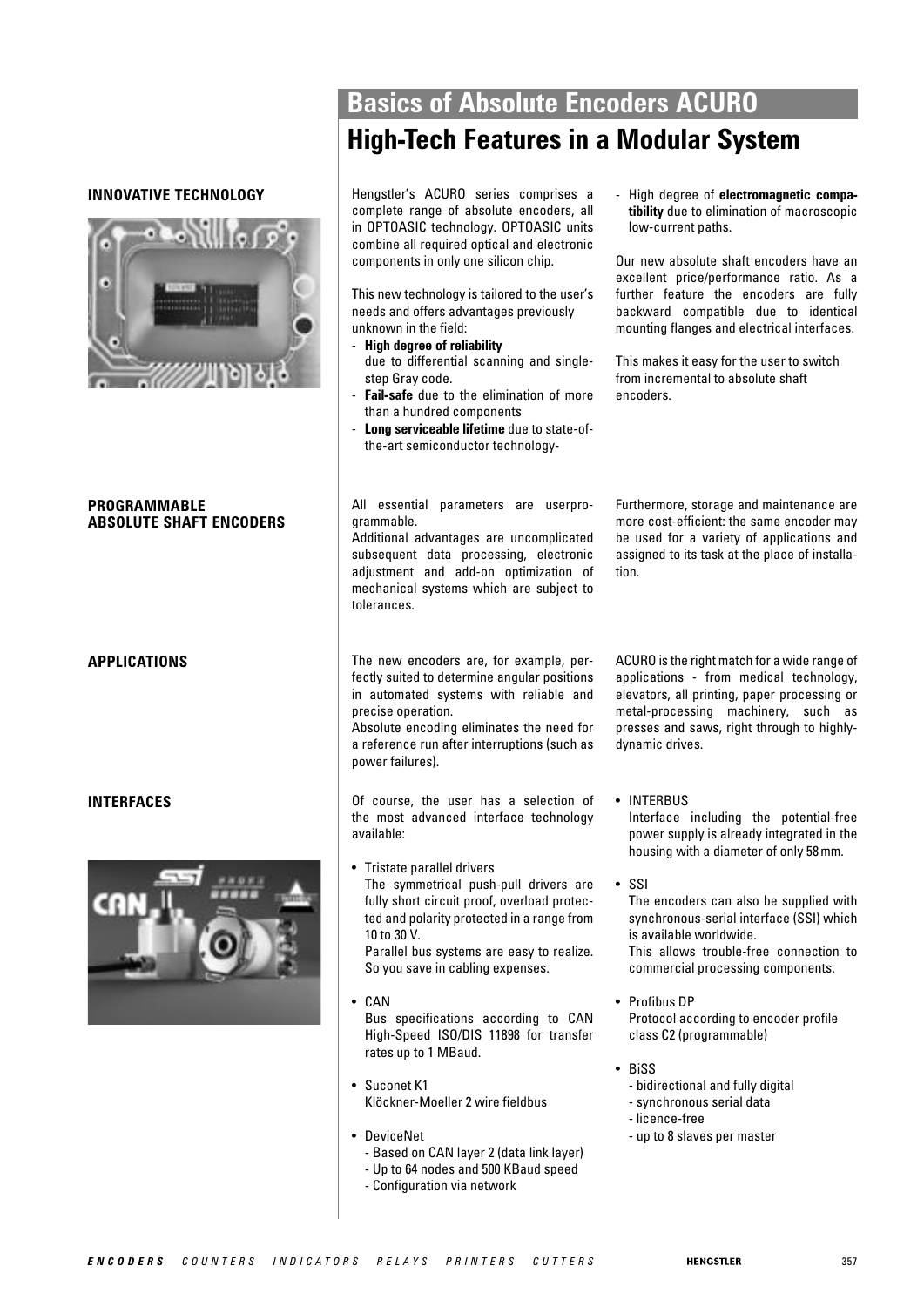# Basics of Absolute Encoders ACURO

## High-Tech Features in a Modular System

### INNOVATIVE TECHNOLOGY

Hengstler's ACURO series comprises a complete range of absolute encoders, all in OPTOASIC technology. OPTOASIC units combine all required optical and electronic components in only one silicon chip.

This new technology is tailored to the user's needs and offers advantages previously unknown in the field:

- **High degree of reliability** due to differential scanning and single-step Gray code.
- **Fail-safe** due to the elimination of more than a hundred components
- **Long serviceable lifetime** due to state-of-the-art semiconductor technology-
- High degree of **electromagnetic compatibility** due to elimination of macroscopic low-current paths.

Our new absolute shaft encoders have an excellent price/performance ratio. As a further feature the encoders are fully backward compatible due to identical mounting flanges and electrical interfaces.

This makes it easy for the user to switch from incremental to absolute shaft encoders.

### PROGRAMMABLE ABSOLUTE SHAFT ENCODERS

All essential parameters are userprogrammable.
Additional advantages are uncomplicated subsequent data processing, electronic adjustment and add-on optimization of mechanical systems which are subject to tolerances.

Furthermore, storage and maintenance are more cost-efficient: the same encoder may be used for a variety of applications and assigned to its task at the place of installation.

### APPLICATIONS

The new encoders are, for example, perfectly suited to determine angular positions in automated systems with reliable and precise operation.
Absolute encoding eliminates the need for a reference run after interruptions (such as power failures).

ACURO is the right match for a wide range of applications - from medical technology, elevators, all printing, paper processing or metal-processing machinery, such as presses and saws, right through to highly-dynamic drives.

### INTERFACES

Of course, the user has a selection of the most advanced interface technology available:

- Tristate parallel drivers
  The symmetrical push-pull drivers are fully short circuit proof, overload protected and polarity protected in a range from 10 to 30 V.
  Parallel bus systems are easy to realize. So you save in cabling expenses.
- CAN
  Bus specifications according to CAN High-Speed ISO/DIS 11898 for transfer rates up to 1 MBaud.
- Suconet K1
  Klöckner-Moeller 2 wire fieldbus
- DeviceNet
  - Based on CAN layer 2 (data link layer)
  - Up to 64 nodes and 500 KBaud speed
  - Configuration via network
- INTERBUS
  Interface including the potential-free power supply is already integrated in the housing with a diameter of only 58 mm.
- SSI
  The encoders can also be supplied with synchronous-serial interface (SSI) which is available worldwide.
  This allows trouble-free connection to commercial processing components.
- Profibus DP
  Protocol according to encoder profile class C2 (programmable)
- BiSS
  - bidirectional and fully digital
  - synchronous serial data
  - licence-free
  - up to 8 slaves per master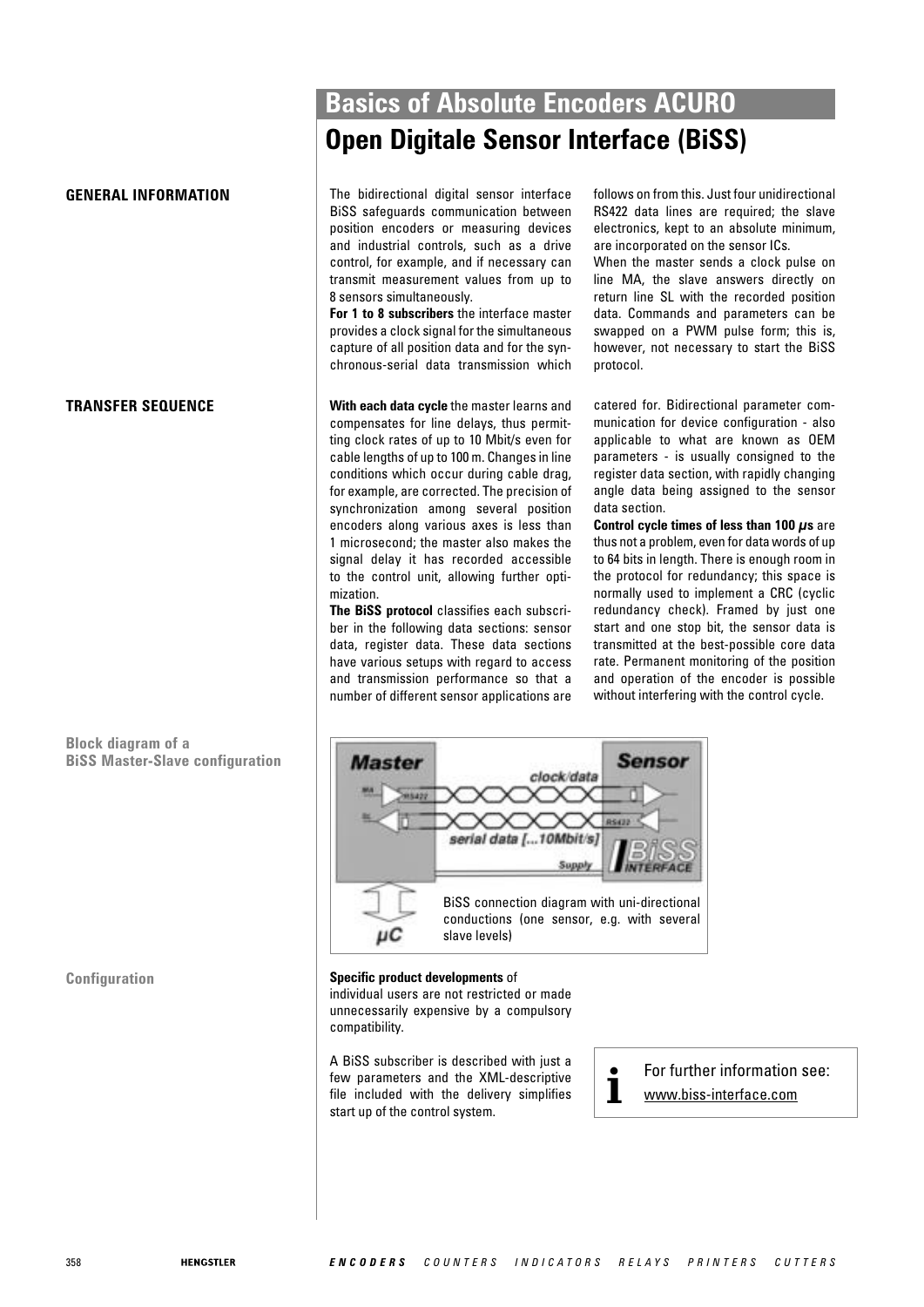# Basics of Absolute Encoders ACURO

## Open Digitale Sensor Interface (BiSS)

### GENERAL INFORMATION

The bidirectional digital sensor interface BiSS safeguards communication between position encoders or measuring devices and industrial controls, such as a drive control, for example, and if necessary can transmit measurement values from up to 8 sensors simultaneously.

**For 1 to 8 subscribers** the interface master provides a clock signal for the simultaneous capture of all position data and for the synchronous-serial data transmission which follows on from this. Just four unidirectional RS422 data lines are required; the slave electronics, kept to an absolute minimum, are incorporated on the sensor ICs.

When the master sends a clock pulse on line MA, the slave answers directly on return line SL with the recorded position data. Commands and parameters can be swapped on a PWM pulse form; this is, however, not necessary to start the BiSS protocol.

### TRANSFER SEQUENCE

**With each data cycle** the master learns and compensates for line delays, thus permitting clock rates of up to 10 Mbit/s even for cable lengths of up to 100 m. Changes in line conditions which occur during cable drag, for example, are corrected. The precision of synchronization among several position encoders along various axes is less than 1 microsecond; the master also makes the signal delay it has recorded accessible to the control unit, allowing further optimization.

**The BiSS protocol** classifies each subscriber in the following data sections: sensor data, register data. These data sections have various setups with regard to access and transmission performance so that a number of different sensor applications are catered for. Bidirectional parameter communication for device configuration - also applicable to what are known as OEM parameters - is usually consigned to the register data section, with rapidly changing angle data being assigned to the sensor data section.

**Control cycle times of less than 100 µs** are thus not a problem, even for data words of up to 64 bits in length. There is enough room in the protocol for redundancy; this space is normally used to implement a CRC (cyclic redundancy check). Framed by just one start and one stop bit, the sensor data is transmitted at the best-possible core data rate. Permanent monitoring of the position and operation of the encoder is possible without interfering with the control cycle.

**Block diagram of a BiSS Master-Slave configuration**

BiSS connection diagram with uni-directional conductions (one sensor, e.g. with several slave levels)

### Configuration

**Specific product developments** of individual users are not restricted or made unnecessarily expensive by a compulsory compatibility.

A BiSS subscriber is described with just a few parameters and the XML-descriptive file included with the delivery simplifies start up of the control system.

For further information see: www.biss-interface.com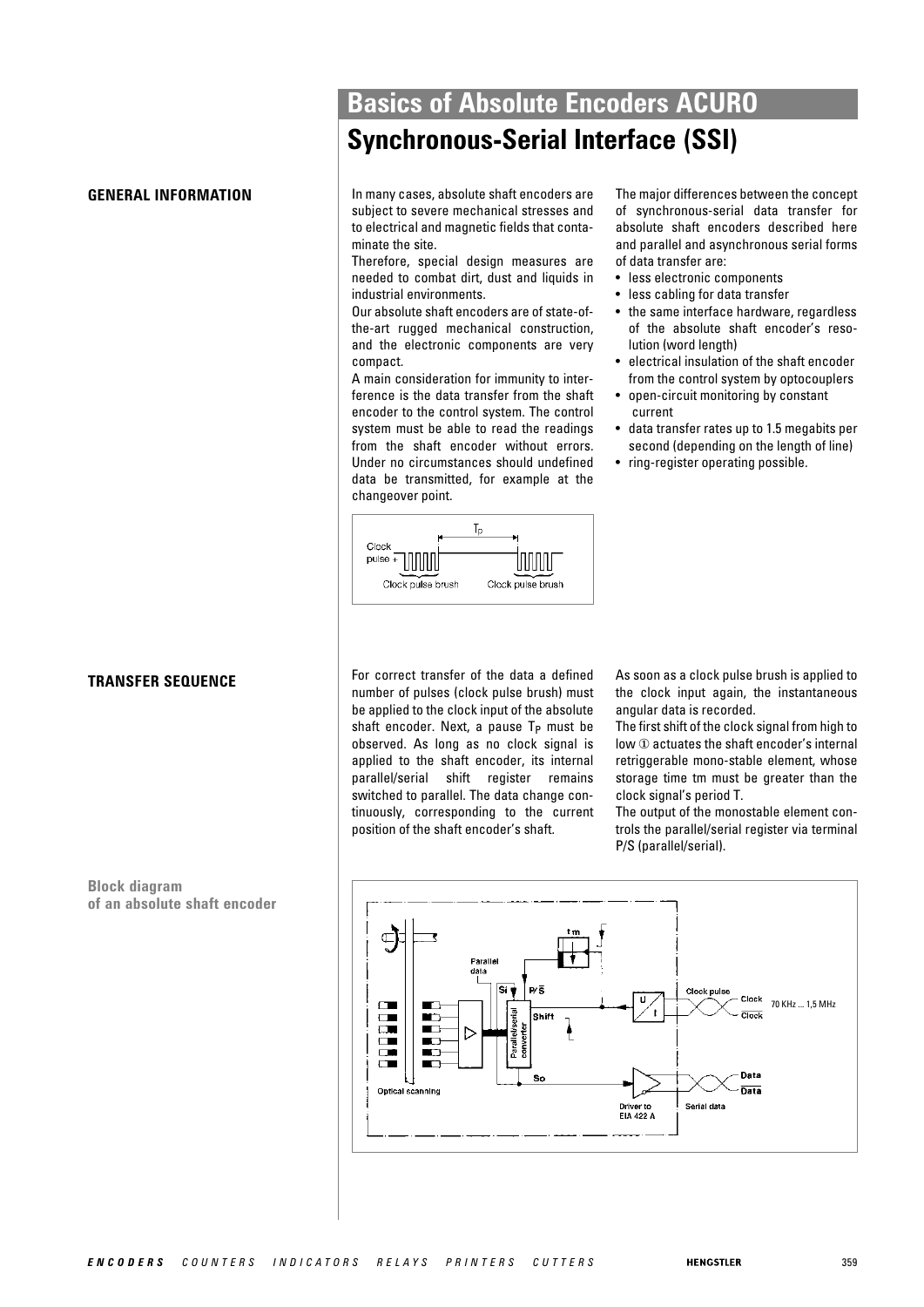# Basics of Absolute Encoders ACURO

## Synchronous-Serial Interface (SSI)

### GENERAL INFORMATION

In many cases, absolute shaft encoders are subject to severe mechanical stresses and to electrical and magnetic fields that contaminate the site.

Therefore, special design measures are needed to combat dirt, dust and liquids in industrial environments.

Our absolute shaft encoders are of state-of-the-art rugged mechanical construction, and the electronic components are very compact.

A main consideration for immunity to interference is the data transfer from the shaft encoder to the control system. The control system must be able to read the readings from the shaft encoder without errors. Under no circumstances should undefined data be transmitted, for example at the changeover point.

The major differences between the concept of synchronous-serial data transfer for absolute shaft encoders described here and parallel and asynchronous serial forms of data transfer are:

- less electronic components
- less cabling for data transfer
- the same interface hardware, regardless of the absolute shaft encoder's resolution (word length)
- electrical insulation of the shaft encoder from the control system by optocouplers
- open-circuit monitoring by constant current
- data transfer rates up to 1.5 megabits per second (depending on the length of line)
- ring-register operating possible.

### TRANSFER SEQUENCE

For correct transfer of the data a defined number of pulses (clock pulse brush) must be applied to the clock input of the absolute shaft encoder. Next, a pause $T_P$ must be observed. As long as no clock signal is applied to the shaft encoder, its internal parallel/serial shift register remains switched to parallel. The data change continuously, corresponding to the current position of the shaft encoder's shaft.

As soon as a clock pulse brush is applied to the clock input again, the instantaneous angular data is recorded.

The first shift of the clock signal from high to low ① actuates the shaft encoder's internal retriggerable mono-stable element, whose storage time tm must be greater than the clock signal's period T.

The output of the monostable element controls the parallel/serial register via terminal P/S (parallel/serial).

**Block diagram of an absolute shaft encoder**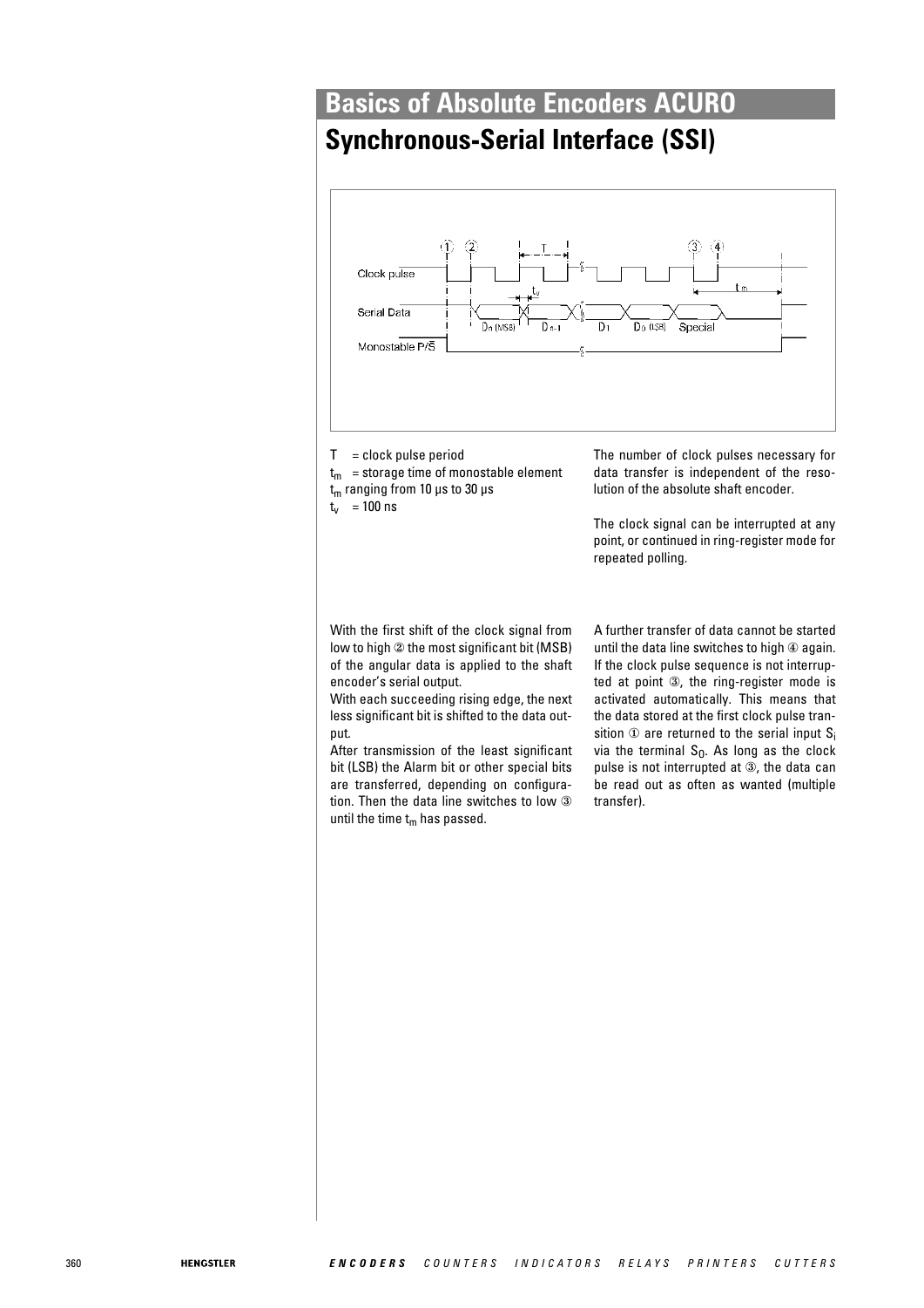# Basics of Absolute Encoders ACURO

## Synchronous-Serial Interface (SSI)

T = clock pulse period

$t_m$ = storage time of monostable element

$t_m$ ranging from 10 µs to 30 µs

$t_v$ = 100 ns

The number of clock pulses necessary for data transfer is independent of the resolution of the absolute shaft encoder.

The clock signal can be interrupted at any point, or continued in ring-register mode for repeated polling.

With the first shift of the clock signal from low to high ② the most significant bit (MSB) of the angular data is applied to the shaft encoder's serial output.

With each succeeding rising edge, the next less significant bit is shifted to the data output.

After transmission of the least significant bit (LSB) the Alarm bit or other special bits are transferred, depending on configuration. Then the data line switches to low ③ until the time $t_m$ has passed.

A further transfer of data cannot be started until the data line switches to high ④ again. If the clock pulse sequence is not interrupted at point ③, the ring-register mode is activated automatically. This means that the data stored at the first clock pulse transition ① are returned to the serial input $S_i$ via the terminal $S_0$. As long as the clock pulse is not interrupted at ③, the data can be read out as often as wanted (multiple transfer).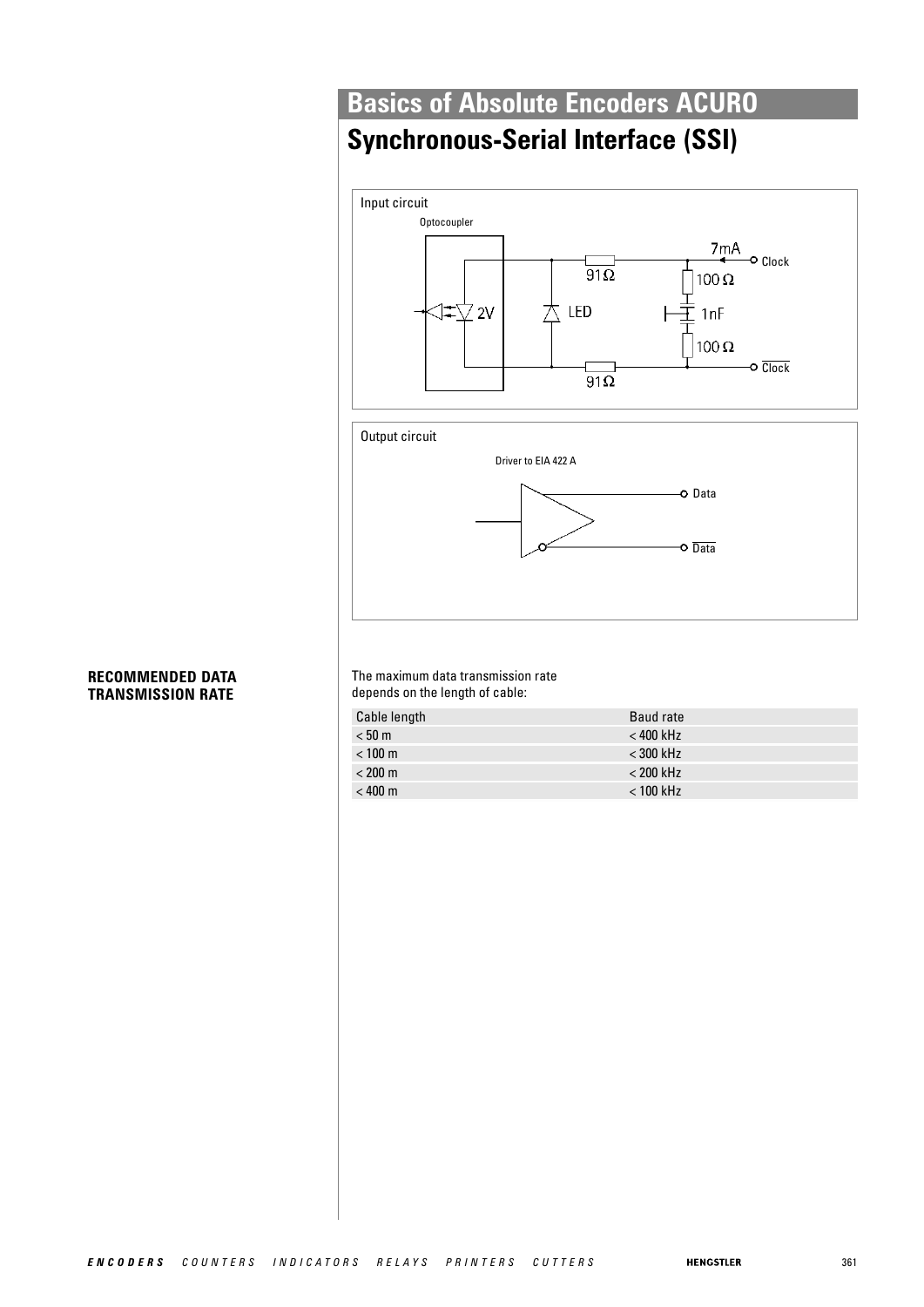# Basics of Absolute Encoders ACURO

## Synchronous-Serial Interface (SSI)

Input circuit

Output circuit

**RECOMMENDED DATA TRANSMISSION RATE**

The maximum data transmission rate depends on the length of cable:

| Cable length | Baud rate |
|---|---|
| < 50 m | < 400 kHz |
| < 100 m | < 300 kHz |
| < 200 m | < 200 kHz |
| < 400 m | < 100 kHz |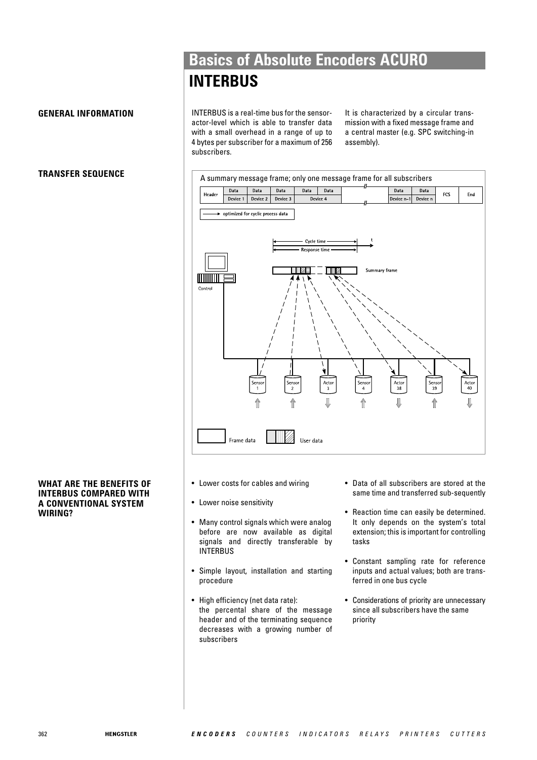# Basics of Absolute Encoders ACURO

## INTERBUS

### GENERAL INFORMATION

INTERBUS is a real-time bus for the sensor-actor-level which is able to transfer data with a small overhead in a range of up to 4 bytes per subscriber for a maximum of 256 subscribers.

It is characterized by a circular transmission with a fixed message frame and a central master (e.g. SPC switching-in assembly).

### TRANSFER SEQUENCE

A summary message frame; only one message frame for all subscribers

| Header | Data Device 1 | Data Device 2 | Data Device 3 | Data Device 4 | | Data Device n–1 | Data Device n | FCS | End |
|---|---|---|---|---|---|---|---|---|---|

→ optimized for cyclic process data

Cycle time
Response time
t

Summary frame

Control

Sensor 1, Sensor 2, Actor 3, Sensor 4, Actor 38, Sensor 39, Actor 40

Frame data
User data

### WHAT ARE THE BENEFITS OF INTERBUS COMPARED WITH A CONVENTIONAL SYSTEM WIRING?

- Lower costs for cables and wiring
- Lower noise sensitivity
- Many control signals which were analog before are now available as digital signals and directly transferable by INTERBUS
- Simple layout, installation and starting procedure
- High efficiency (net data rate): the percental share of the message header and of the terminating sequence decreases with a growing number of subscribers
- Data of all subscribers are stored at the same time and transferred sub-sequently
- Reaction time can easily be determined. It only depends on the system's total extension; this is important for controlling tasks
- Constant sampling rate for reference inputs and actual values; both are transferred in one bus cycle
- Considerations of priority are unnecessary since all subscribers have the same priority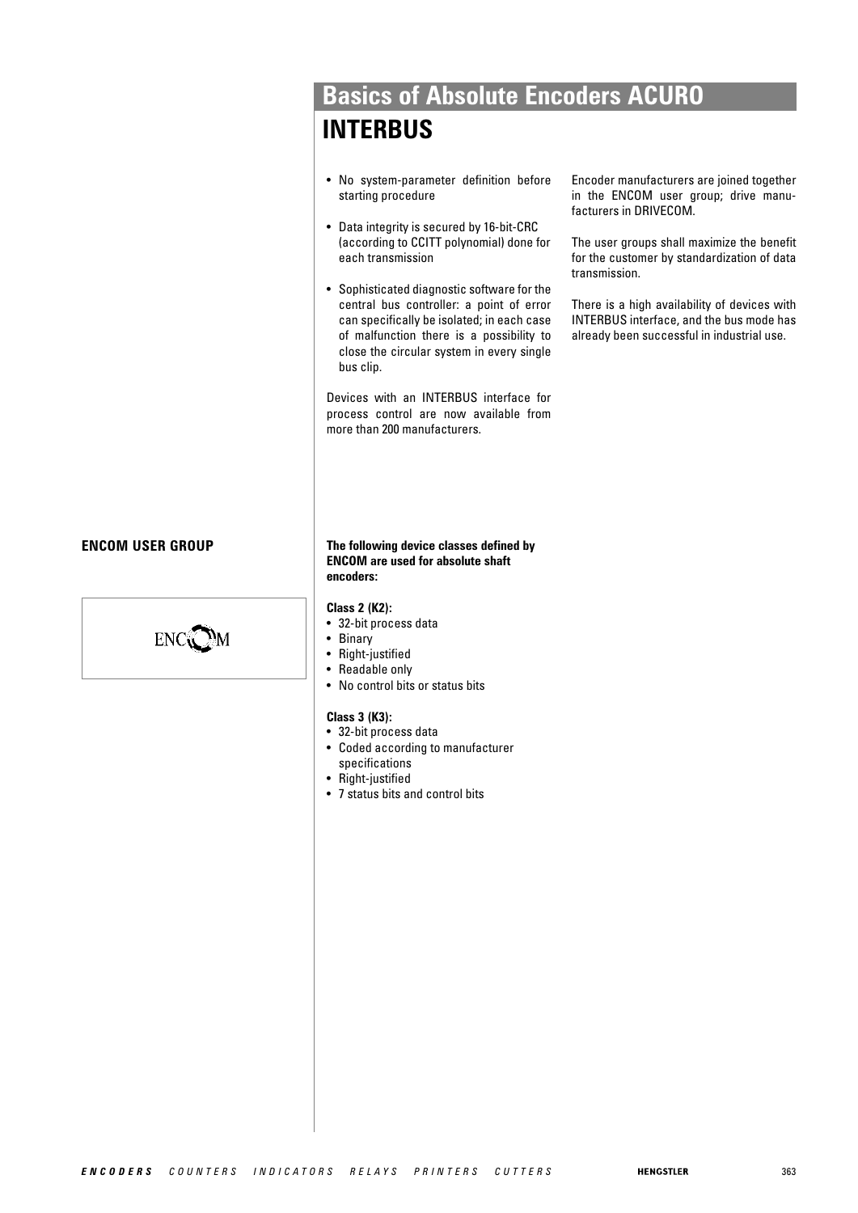# Basics of Absolute Encoders ACURO

## INTERBUS

- No system-parameter definition before starting procedure
- Data integrity is secured by 16-bit-CRC (according to CCITT polynomial) done for each transmission
- Sophisticated diagnostic software for the central bus controller: a point of error can specifically be isolated; in each case of malfunction there is a possibility to close the circular system in every single bus clip.

Devices with an INTERBUS interface for process control are now available from more than 200 manufacturers.

Encoder manufacturers are joined together in the ENCOM user group; drive manufacturers in DRIVECOM.

The user groups shall maximize the benefit for the customer by standardization of data transmission.

There is a high availability of devices with INTERBUS interface, and the bus mode has already been successful in industrial use.

### ENCOM USER GROUP

ENCOM

**The following device classes defined by ENCOM are used for absolute shaft encoders:**

**Class 2 (K2):**

- 32-bit process data
- Binary
- Right-justified
- Readable only
- No control bits or status bits

**Class 3 (K3):**

- 32-bit process data
- Coded according to manufacturer specifications
- Right-justified
- 7 status bits and control bits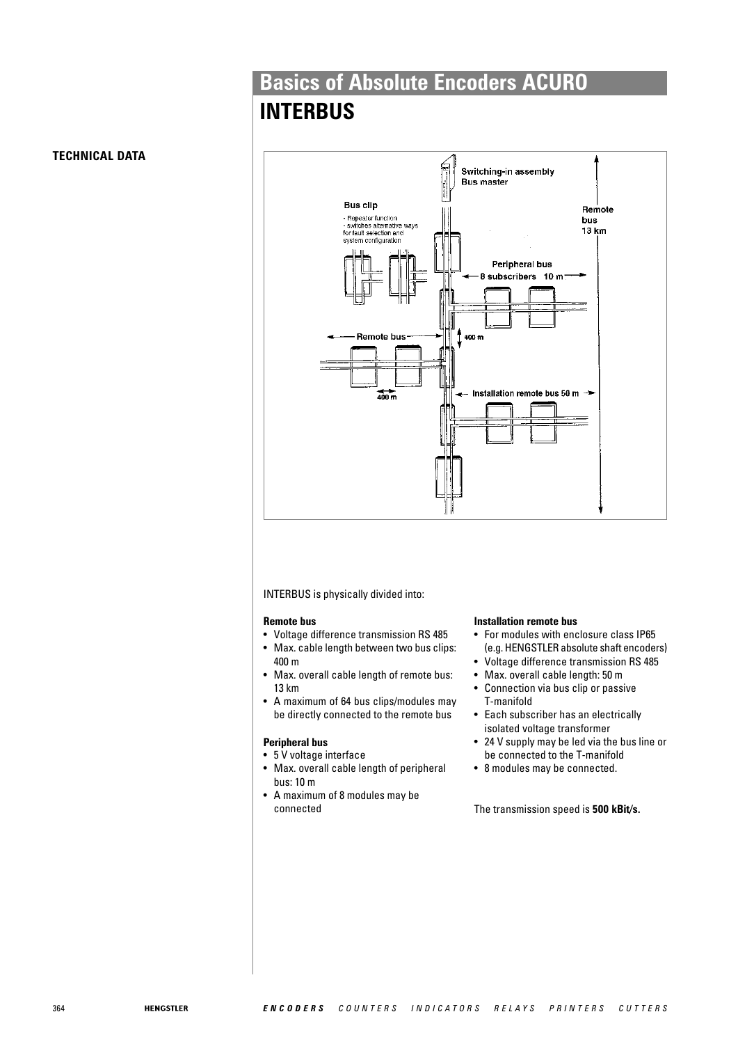# Basics of Absolute Encoders ACURO

## INTERBUS

**TECHNICAL DATA**

INTERBUS is physically divided into:

**Remote bus**

- Voltage difference transmission RS 485
- Max. cable length between two bus clips: 400 m
- Max. overall cable length of remote bus: 13 km
- A maximum of 64 bus clips/modules may be directly connected to the remote bus

**Peripheral bus**

- 5 V voltage interface
- Max. overall cable length of peripheral bus: 10 m
- A maximum of 8 modules may be connected

**Installation remote bus**

- For modules with enclosure class IP65 (e.g. HENGSTLER absolute shaft encoders)
- Voltage difference transmission RS 485
- Max. overall cable length: 50 m
- Connection via bus clip or passive T-manifold
- Each subscriber has an electrically isolated voltage transformer
- 24 V supply may be led via the bus line or be connected to the T-manifold
- 8 modules may be connected.

The transmission speed is **500 kBit/s.**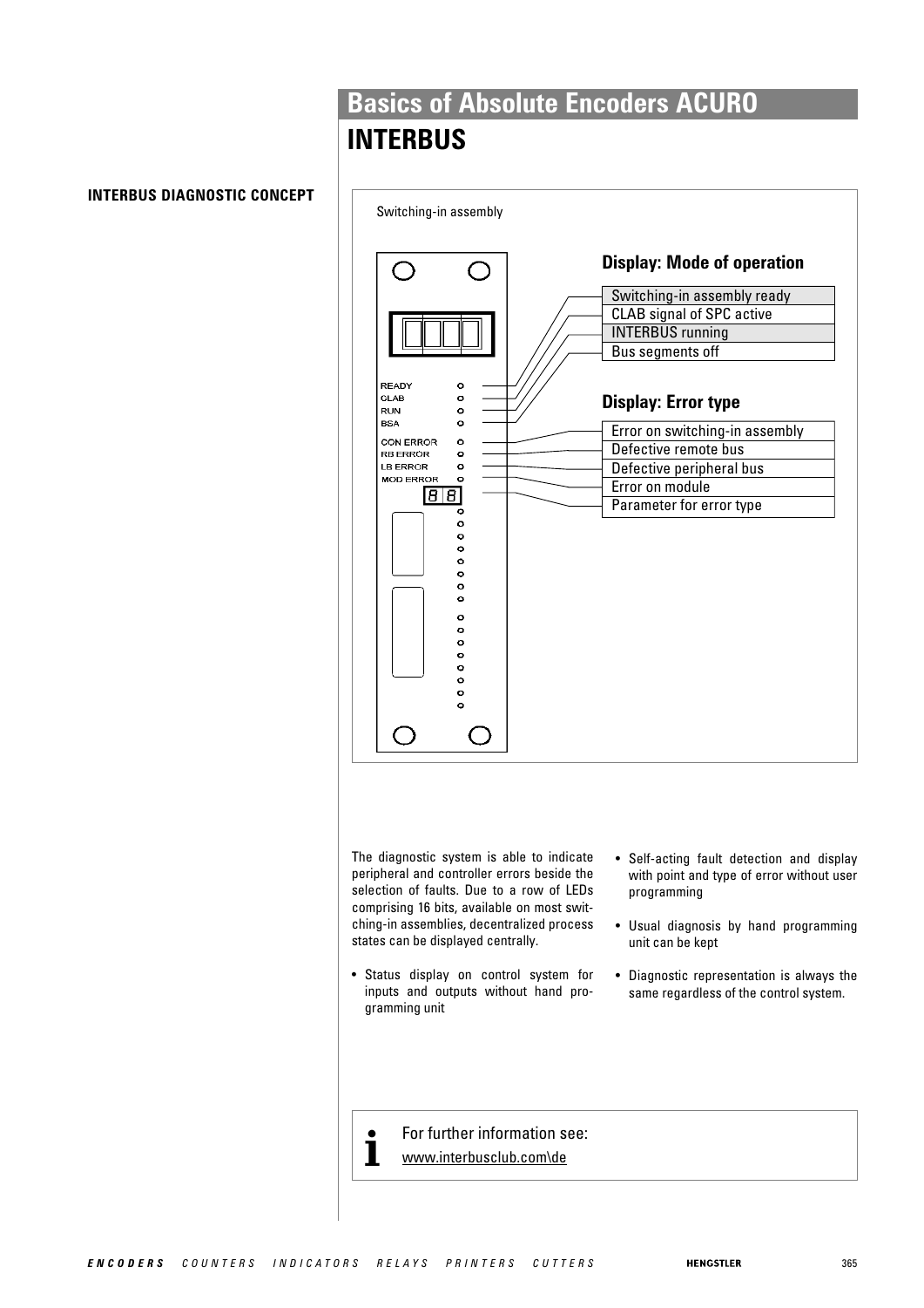# Basics of Absolute Encoders ACURO

## INTERBUS

### INTERBUS DIAGNOSTIC CONCEPT

Switching-in assembly

READY
CLAB
RUN
BSA
CON ERROR
RB ERROR
LB ERROR
MOD ERROR

**Display: Mode of operation**

- Switching-in assembly ready
- CLAB signal of SPC active
- INTERBUS running
- Bus segments off

**Display: Error type**

- Error on switching-in assembly
- Defective remote bus
- Defective peripheral bus
- Error on module
- Parameter for error type

The diagnostic system is able to indicate peripheral and controller errors beside the selection of faults. Due to a row of LEDs comprising 16 bits, available on most switching-in assemblies, decentralized process states can be displayed centrally.

- Status display on control system for inputs and outputs without hand programming unit
- Self-acting fault detection and display with point and type of error without user programming
- Usual diagnosis by hand programming unit can be kept
- Diagnostic representation is always the same regardless of the control system.

For further information see:
www.interbusclub.com\de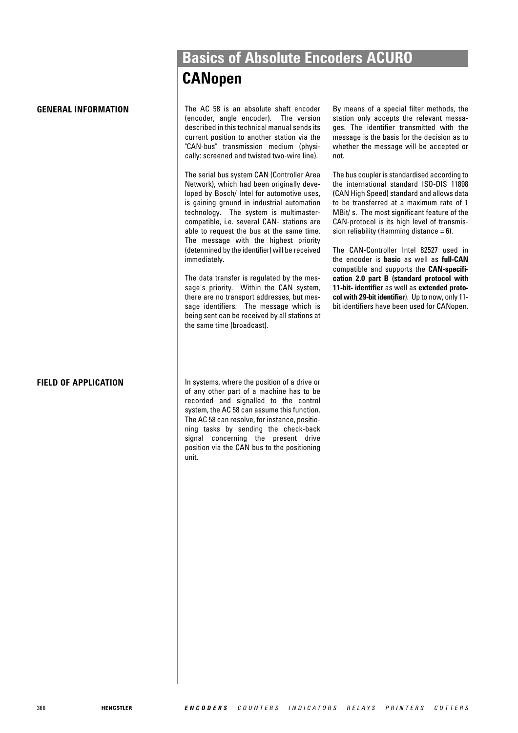# Basics of Absolute Encoders ACURO

## CANopen

### GENERAL INFORMATION

The AC 58 is an absolute shaft encoder (encoder, angle encoder). The version described in this technical manual sends its current position to another station via the "CAN-bus" transmission medium (physically: screened and twisted two-wire line).

The serial bus system CAN (Controller Area Network), which had been originally developed by Bosch/ Intel for automotive uses, is gaining ground in industrial automation technology. The system is multimaster-compatible, i.e. several CAN- stations are able to request the bus at the same time. The message with the highest priority (determined by the identifier) will be received immediately.

The data transfer is regulated by the message's priority. Within the CAN system, there are no transport addresses, but message identifiers. The message which is being sent can be received by all stations at the same time (broadcast).

By means of a special filter methods, the station only accepts the relevant messages. The identifier transmitted with the message is the basis for the decision as to whether the message will be accepted or not.

The bus coupler is standardised according to the international standard ISO-DIS 11898 (CAN High Speed) standard and allows data to be transferred at a maximum rate of 1 MBit/ s. The most significant feature of the CAN-protocol is its high level of transmission reliability (Hamming distance = 6).

The CAN-Controller Intel 82527 used in the encoder is **basic** as well as **full-CAN** compatible and supports the **CAN-specification 2.0 part B (standard protocol with 11-bit- identifier** as well as **extended protocol with 29-bit identifier**). Up to now, only 11-bit identifiers have been used for CANopen.

### FIELD OF APPLICATION

In systems, where the position of a drive or of any other part of a machine has to be recorded and signalled to the control system, the AC 58 can assume this function. The AC 58 can resolve, for instance, positioning tasks by sending the check-back signal concerning the present drive position via the CAN bus to the positioning unit.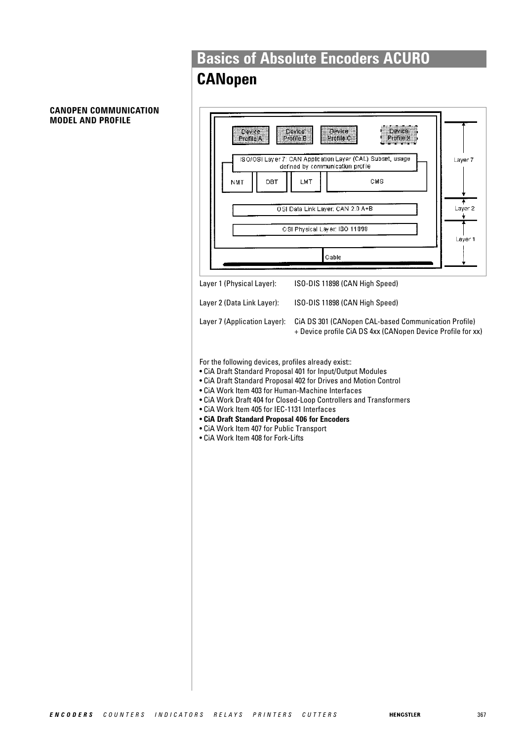# Basics of Absolute Encoders ACURO

## CANopen

### CANOPEN COMMUNICATION MODEL AND PROFILE

| | |
|---|---|
| Layer 1 (Physical Layer): | ISO-DIS 11898 (CAN High Speed) |
| Layer 2 (Data Link Layer): | ISO-DIS 11898 (CAN High Speed) |
| Layer 7 (Application Layer): | CiA DS 301 (CANopen CAL-based Communication Profile) + Device profile CiA DS 4xx (CANopen Device Profile for xx) |

For the following devices, profiles already exist::

- CiA Draft Standard Proposal 401 for Input/Output Modules
- CiA Draft Standard Proposal 402 for Drives and Motion Control
- CiA Work Item 403 for Human-Machine Interfaces
- CiA Work Draft 404 for Closed-Loop Controllers and Transformers
- CiA Work Item 405 for IEC-1131 Interfaces
- **CiA Draft Standard Proposal 406 for Encoders**
- CiA Work Item 407 for Public Transport
- CiA Work Item 408 for Fork-Lifts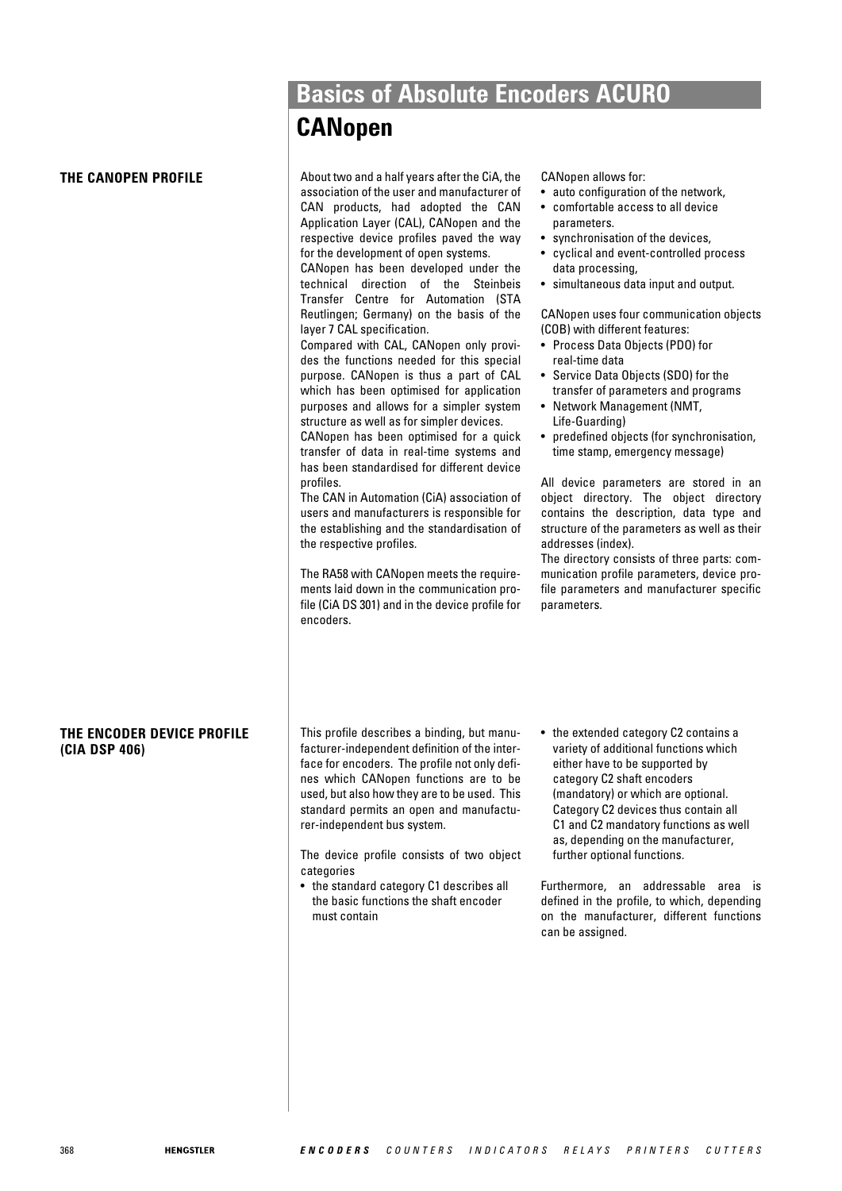# Basics of Absolute Encoders ACURO

## CANopen

### THE CANOPEN PROFILE

About two and a half years after the CiA, the association of the user and manufacturer of CAN products, had adopted the CAN Application Layer (CAL), CANopen and the respective device profiles paved the way for the development of open systems.
CANopen has been developed under the technical direction of the Steinbeis Transfer Centre for Automation (STA Reutlingen; Germany) on the basis of the layer 7 CAL specification.
Compared with CAL, CANopen only provides the functions needed for this special purpose. CANopen is thus a part of CAL which has been optimised for application purposes and allows for a simpler system structure as well as for simpler devices.
CANopen has been optimised for a quick transfer of data in real-time systems and has been standardised for different device profiles.
The CAN in Automation (CiA) association of users and manufacturers is responsible for the establishing and the standardisation of the respective profiles.

The RA58 with CANopen meets the requirements laid down in the communication profile (CiA DS 301) and in the device profile for encoders.

CANopen allows for:

- auto configuration of the network,
- comfortable access to all device parameters.
- synchronisation of the devices,
- cyclical and event-controlled process data processing,
- simultaneous data input and output.

CANopen uses four communication objects (COB) with different features:

- Process Data Objects (PDO) for real-time data
- Service Data Objects (SDO) for the transfer of parameters and programs
- Network Management (NMT, Life-Guarding)
- predefined objects (for synchronisation, time stamp, emergency message)

All device parameters are stored in an object directory. The object directory contains the description, data type and structure of the parameters as well as their addresses (index).
The directory consists of three parts: communication profile parameters, device profile parameters and manufacturer specific parameters.

### THE ENCODER DEVICE PROFILE (CIA DSP 406)

This profile describes a binding, but manufacturer-independent definition of the interface for encoders. The profile not only defines which CANopen functions are to be used, but also how they are to be used. This standard permits an open and manufacturer-independent bus system.

The device profile consists of two object categories

- the standard category C1 describes all the basic functions the shaft encoder must contain
- the extended category C2 contains a variety of additional functions which either have to be supported by category C2 shaft encoders (mandatory) or which are optional. Category C2 devices thus contain all C1 and C2 mandatory functions as well as, depending on the manufacturer, further optional functions.

Furthermore, an addressable area is defined in the profile, to which, depending on the manufacturer, different functions can be assigned.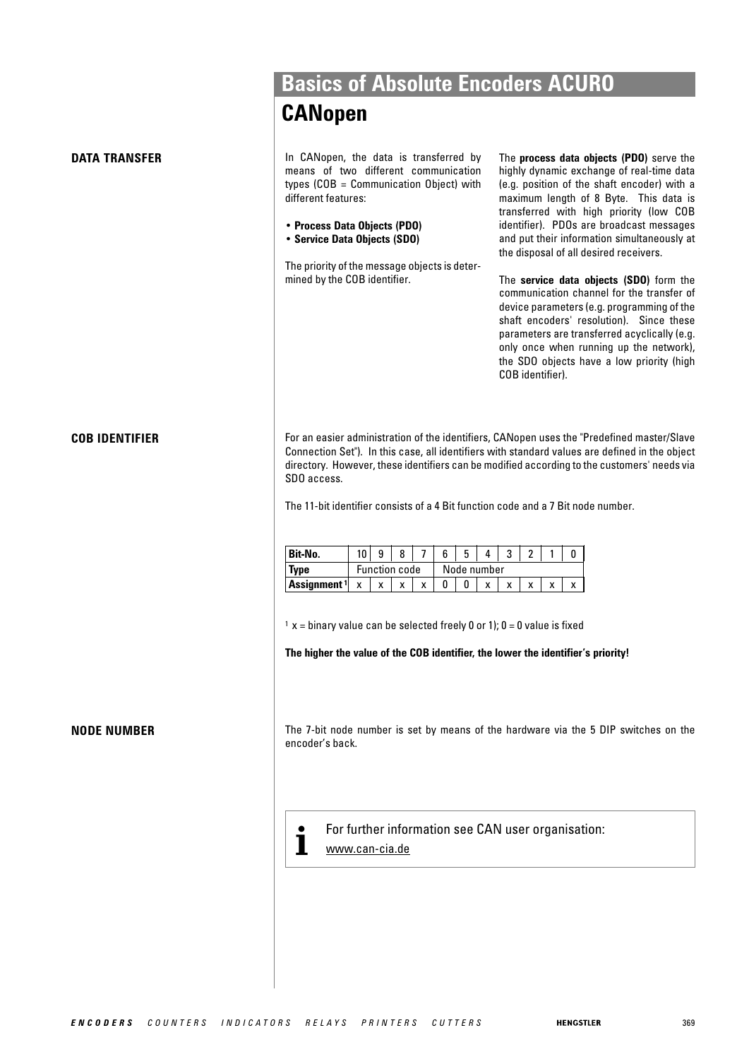# Basics of Absolute Encoders ACURO

## CANopen

### DATA TRANSFER

In CANopen, the data is transferred by means of two different communication types (COB = Communication Object) with different features:

- **Process Data Objects (PDO)**
- **Service Data Objects (SDO)**

The priority of the message objects is determined by the COB identifier.

The **process data objects (PDO)** serve the highly dynamic exchange of real-time data (e.g. position of the shaft encoder) with a maximum length of 8 Byte. This data is transferred with high priority (low COB identifier). PDOs are broadcast messages and put their information simultaneously at the disposal of all desired receivers.

The **service data objects (SDO)** form the communication channel for the transfer of device parameters (e.g. programming of the shaft encoders' resolution). Since these parameters are transferred acyclically (e.g. only once when running up the network), the SDO objects have a low priority (high COB identifier).

### COB IDENTIFIER

For an easier administration of the identifiers, CANopen uses the "Predefined master/Slave Connection Set"). In this case, all identifiers with standard values are defined in the object directory. However, these identifiers can be modified according to the customers' needs via SDO access.

The 11-bit identifier consists of a 4 Bit function code and a 7 Bit node number.

| Bit-No. | 10 | 9 | 8 | 7 | 6 | 5 | 4 | 3 | 2 | 1 | 0 |
|---|---|---|---|---|---|---|---|---|---|---|---|
| Type | Function code | | | | Node number | | | | | | |
| Assignment [1] | x | x | x | x | 0 | 0 | x | x | x | x | x |

[1] x = binary value can be selected freely 0 or 1); 0 = 0 value is fixed

**The higher the value of the COB identifier, the lower the identifier's priority!**

### NODE NUMBER

The 7-bit node number is set by means of the hardware via the 5 DIP switches on the encoder's back.

For further information see CAN user organisation:
www.can-cia.de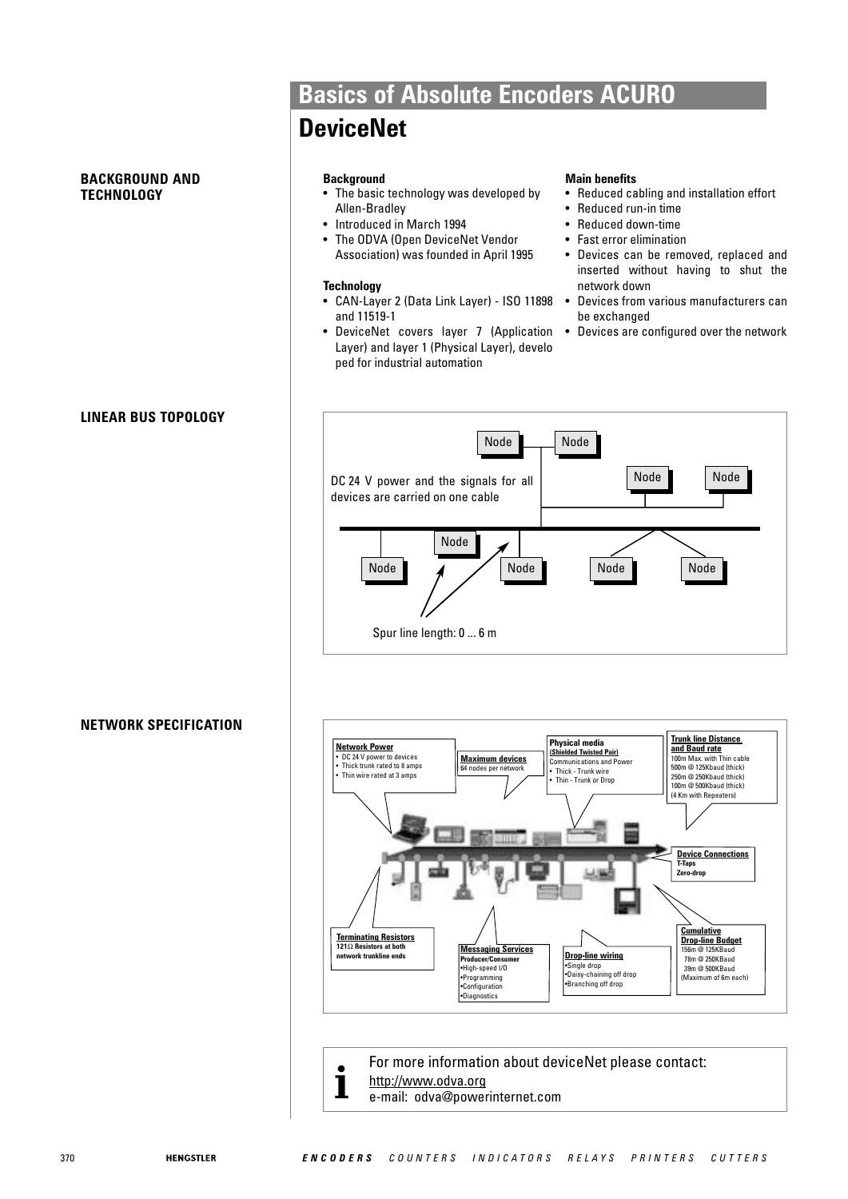# Basics of Absolute Encoders ACURO

## DeviceNet

### BACKGROUND AND TECHNOLOGY

**Background**

- The basic technology was developed by Allen-Bradley
- Introduced in March 1994
- The ODVA (Open DeviceNet Vendor Association) was founded in April 1995

**Technology**

- CAN-Layer 2 (Data Link Layer) - ISO 11898 and 11519-1
- DeviceNet covers layer 7 (Application Layer) and layer 1 (Physical Layer), developed for industrial automation

**Main benefits**

- Reduced cabling and installation effort
- Reduced run-in time
- Reduced down-time
- Fast error elimination
- Devices can be removed, replaced and inserted without having to shut the network down
- Devices from various manufacturers can be exchanged
- Devices are configured over the network

### LINEAR BUS TOPOLOGY

Node Node Node Node

DC 24 V power and the signals for all devices are carried on one cable

Node

Node Node Node Node

Spur line length: 0 ... 6 m

### NETWORK SPECIFICATION

**Network Power**
- DC 24 V power to devices
- Thick trunk rated to 8 amps
- Thin wire rated at 3 amps

**Maximum devices**
64 nodes per network

**Physical media (Shielded Twisted Pair)**
Communications and Power
- Thick - Trunk wire
- Thin - Trunk or Drop

**Trunk line Distance and Baud rate**
100m Max. with Thin cable
500m @ 125Kbaud (thick)
250m @ 250Kbaud (thick)
100m @ 500Kbaud (thick)
(4 Km with Repeaters)

**Device Connections**
T-Taps
Zero-drop

**Terminating Resistors**
121Ω Resistors at both network trunkline ends

**Messaging Services**
Producer/Consumer
- High-speed I/O
- Programming
- Configuration
- Diagnostics

**Drop-line wiring**
- Single drop
- Daisy-chaining off drop
- Branching off drop

**Cumulative Drop-line Budget**
156m @ 125KBaud
78m @ 250KBaud
39m @ 500KBaud
(Maximum of 6m each)

For more information about deviceNet please contact:
http://www.odva.org
e-mail: odva@powerinternet.com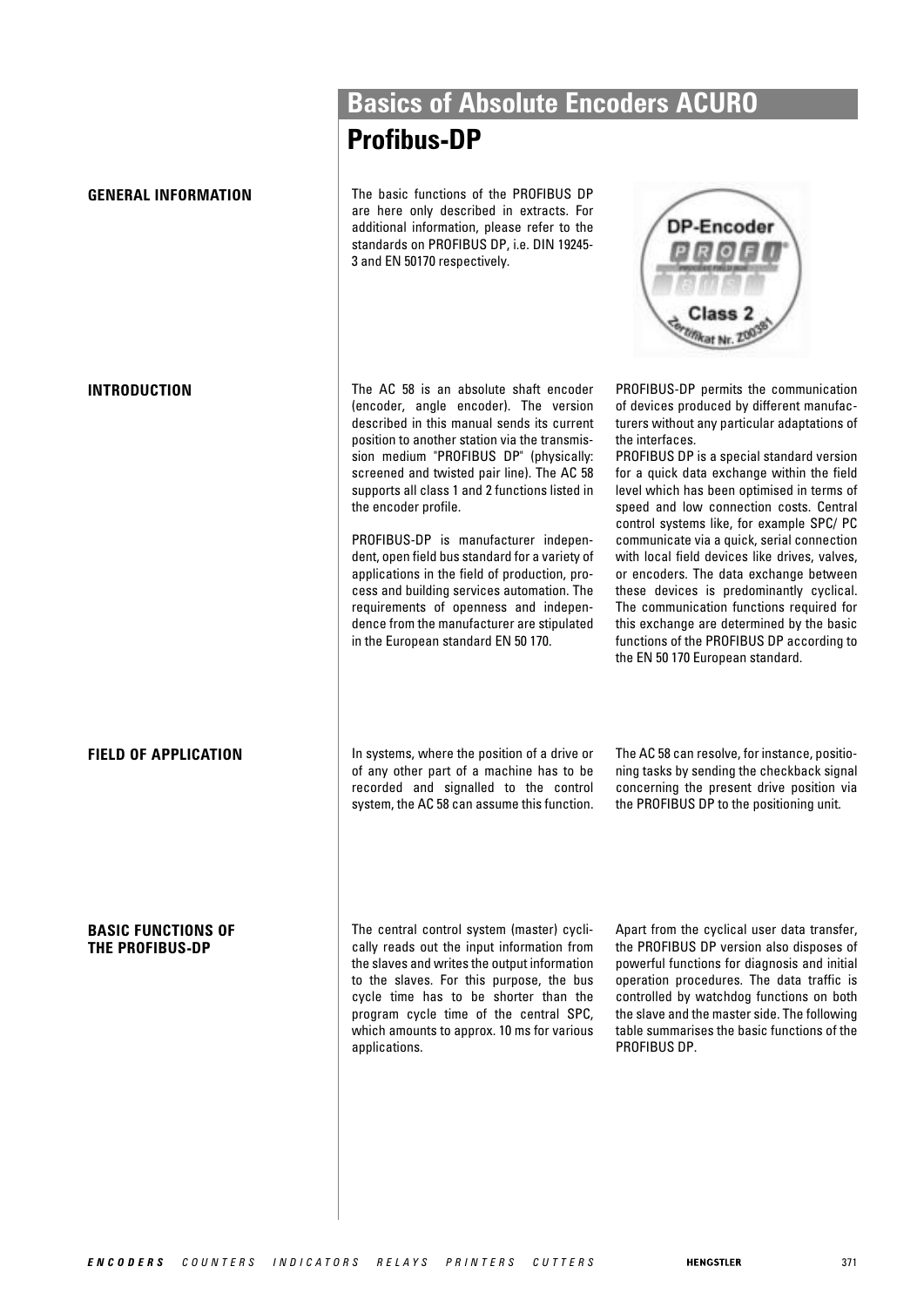# Basics of Absolute Encoders ACURO

## Profibus-DP

### GENERAL INFORMATION

The basic functions of the PROFIBUS DP are here only described in extracts. For additional information, please refer to the standards on PROFIBUS DP, i.e. DIN 19245-3 and EN 50170 respectively.

### INTRODUCTION

The AC 58 is an absolute shaft encoder (encoder, angle encoder). The version described in this manual sends its current position to another station via the transmission medium "PROFIBUS DP" (physically: screened and twisted pair line). The AC 58 supports all class 1 and 2 functions listed in the encoder profile.

PROFIBUS-DP is manufacturer independent, open field bus standard for a variety of applications in the field of production, process and building services automation. The requirements of openness and independence from the manufacturer are stipulated in the European standard EN 50 170.

PROFIBUS-DP permits the communication of devices produced by different manufacturers without any particular adaptations of the interfaces.

PROFIBUS DP is a special standard version for a quick data exchange within the field level which has been optimised in terms of speed and low connection costs. Central control systems like, for example SPC/ PC communicate via a quick, serial connection with local field devices like drives, valves, or encoders. The data exchange between these devices is predominantly cyclical. The communication functions required for this exchange are determined by the basic functions of the PROFIBUS DP according to the EN 50 170 European standard.

### FIELD OF APPLICATION

In systems, where the position of a drive or of any other part of a machine has to be recorded and signalled to the control system, the AC 58 can assume this function.

The AC 58 can resolve, for instance, positioning tasks by sending the checkback signal concerning the present drive position via the PROFIBUS DP to the positioning unit.

### BASIC FUNCTIONS OF THE PROFIBUS-DP

The central control system (master) cyclically reads out the input information from the slaves and writes the output information to the slaves. For this purpose, the bus cycle time has to be shorter than the program cycle time of the central SPC, which amounts to approx. 10 ms for various applications.

Apart from the cyclical user data transfer, the PROFIBUS DP version also disposes of powerful functions for diagnosis and initial operation procedures. The data traffic is controlled by watchdog functions on both the slave and the master side. The following table summarises the basic functions of the PROFIBUS DP.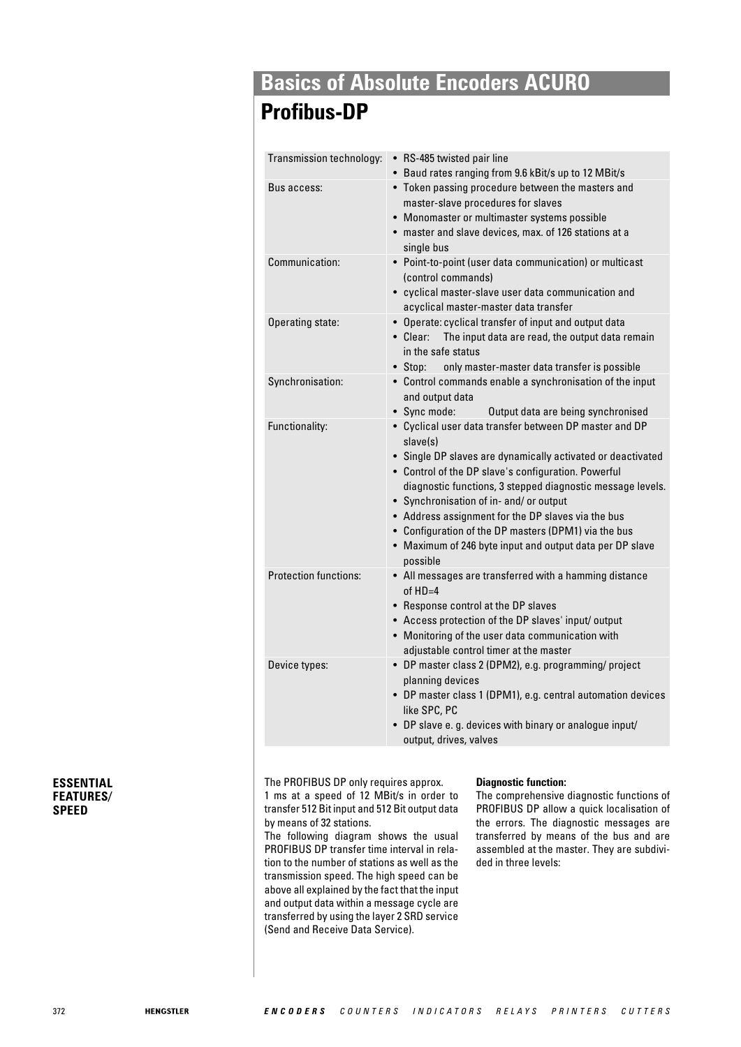# Basics of Absolute Encoders ACURO

## Profibus-DP

| | |
|---|---|
| Transmission technology: | • RS-485 twisted pair line<br>• Baud rates ranging from 9.6 kBit/s up to 12 MBit/s |
| Bus access: | • Token passing procedure between the masters and master-slave procedures for slaves<br>• Monomaster or multimaster systems possible<br>• master and slave devices, max. of 126 stations at a single bus |
| Communication: | • Point-to-point (user data communication) or multicast (control commands)<br>• cyclical master-slave user data communication and acyclical master-master data transfer |
| Operating state: | • Operate: cyclical transfer of input and output data<br>• Clear: The input data are read, the output data remain in the safe status<br>• Stop: only master-master data transfer is possible |
| Synchronisation: | • Control commands enable a synchronisation of the input and output data<br>• Sync mode: Output data are being synchronised |
| Functionality: | • Cyclical user data transfer between DP master and DP slave(s)<br>• Single DP slaves are dynamically activated or deactivated<br>• Control of the DP slave's configuration. Powerful diagnostic functions, 3 stepped diagnostic message levels.<br>• Synchronisation of in- and/ or output<br>• Address assignment for the DP slaves via the bus<br>• Configuration of the DP masters (DPM1) via the bus<br>• Maximum of 246 byte input and output data per DP slave possible |
| Protection functions: | • All messages are transferred with a hamming distance of HD=4<br>• Response control at the DP slaves<br>• Access protection of the DP slaves' input/ output<br>• Monitoring of the user data communication with adjustable control timer at the master |
| Device types: | • DP master class 2 (DPM2), e.g. programming/ project planning devices<br>• DP master class 1 (DPM1), e.g. central automation devices like SPC, PC<br>• DP slave e. g. devices with binary or analogue input/ output, drives, valves |

**ESSENTIAL FEATURES/ SPEED**

The PROFIBUS DP only requires approx. 1 ms at a speed of 12 MBit/s in order to transfer 512 Bit input and 512 Bit output data by means of 32 stations.

The following diagram shows the usual PROFIBUS DP transfer time interval in relation to the number of stations as well as the transmission speed. The high speed can be above all explained by the fact that the input and output data within a message cycle are transferred by using the layer 2 SRD service (Send and Receive Data Service).

**Diagnostic function:**

The comprehensive diagnostic functions of PROFIBUS DP allow a quick localisation of the errors. The diagnostic messages are transferred by means of the bus and are assembled at the master. They are subdivided in three levels: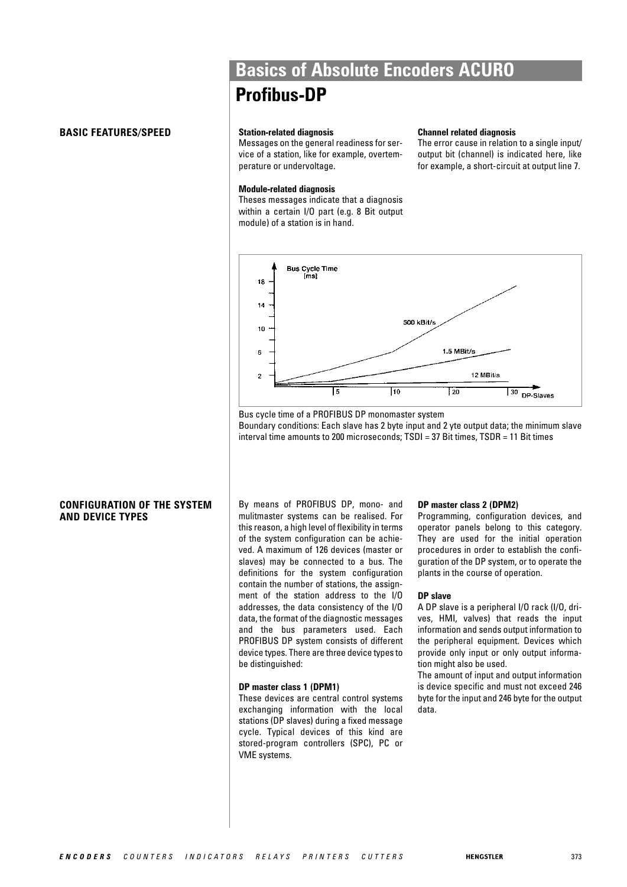# Basics of Absolute Encoders ACURO

## Profibus-DP

### BASIC FEATURES/SPEED

**Station-related diagnosis**
Messages on the general readiness for service of a station, like for example, overtemperature or undervoltage.

**Module-related diagnosis**
Theses messages indicate that a diagnosis within a certain I/O part (e.g. 8 Bit output module) of a station is in hand.

**Channel related diagnosis**
The error cause in relation to a single input/output bit (channel) is indicated here, like for example, a short-circuit at output line 7.

Bus cycle time of a PROFIBUS DP monomaster system
Boundary conditions: Each slave has 2 byte input and 2 yte output data; the minimum slave interval time amounts to 200 microseconds; TSDI = 37 Bit times, TSDR = 11 Bit times

### CONFIGURATION OF THE SYSTEM AND DEVICE TYPES

By means of PROFIBUS DP, mono- and mulitmaster systems can be realised. For this reason, a high level of flexibility in terms of the system configuration can be achieved. A maximum of 126 devices (master or slaves) may be connected to a bus. The definitions for the system configuration contain the number of stations, the assignment of the station address to the I/O addresses, the data consistency of the I/O data, the format of the diagnostic messages and the bus parameters used. Each PROFIBUS DP system consists of different device types. There are three device types to be distinguished:

**DP master class 1 (DPM1)**
These devices are central control systems exchanging information with the local stations (DP slaves) during a fixed message cycle. Typical devices of this kind are stored-program controllers (SPC), PC or VME systems.

**DP master class 2 (DPM2)**
Programming, configuration devices, and operator panels belong to this category. They are used for the initial operation procedures in order to establish the configuration of the DP system, or to operate the plants in the course of operation.

**DP slave**
A DP slave is a peripheral I/O rack (I/O, drives, HMI, valves) that reads the input information and sends output information to the peripheral equipment. Devices which provide only input or only output information might also be used.
The amount of input and output information is device specific and must not exceed 246 byte for the input and 246 byte for the output data.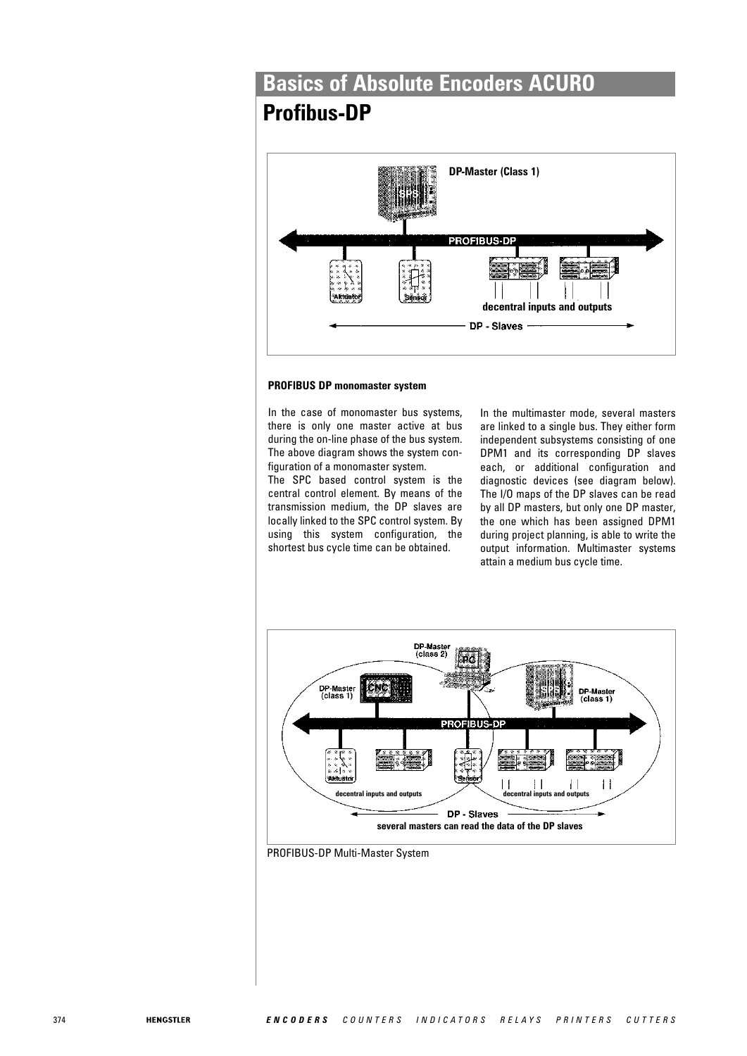# Basics of Absolute Encoders ACURO

## Profibus-DP

**PROFIBUS DP monomaster system**

In the case of monomaster bus systems, there is only one master active at bus during the on-line phase of the bus system. The above diagram shows the system configuration of a monomaster system.
The SPC based control system is the central control element. By means of the transmission medium, the DP slaves are locally linked to the SPC control system. By using this system configuration, the shortest bus cycle time can be obtained.

In the multimaster mode, several masters are linked to a single bus. They either form independent subsystems consisting of one DPM1 and its corresponding DP slaves each, or additional configuration and diagnostic devices (see diagram below). The I/O maps of the DP slaves can be read by all DP masters, but only one DP master, the one which has been assigned DPM1 during project planning, is able to write the output information. Multimaster systems attain a medium bus cycle time.

PROFIBUS-DP Multi-Master System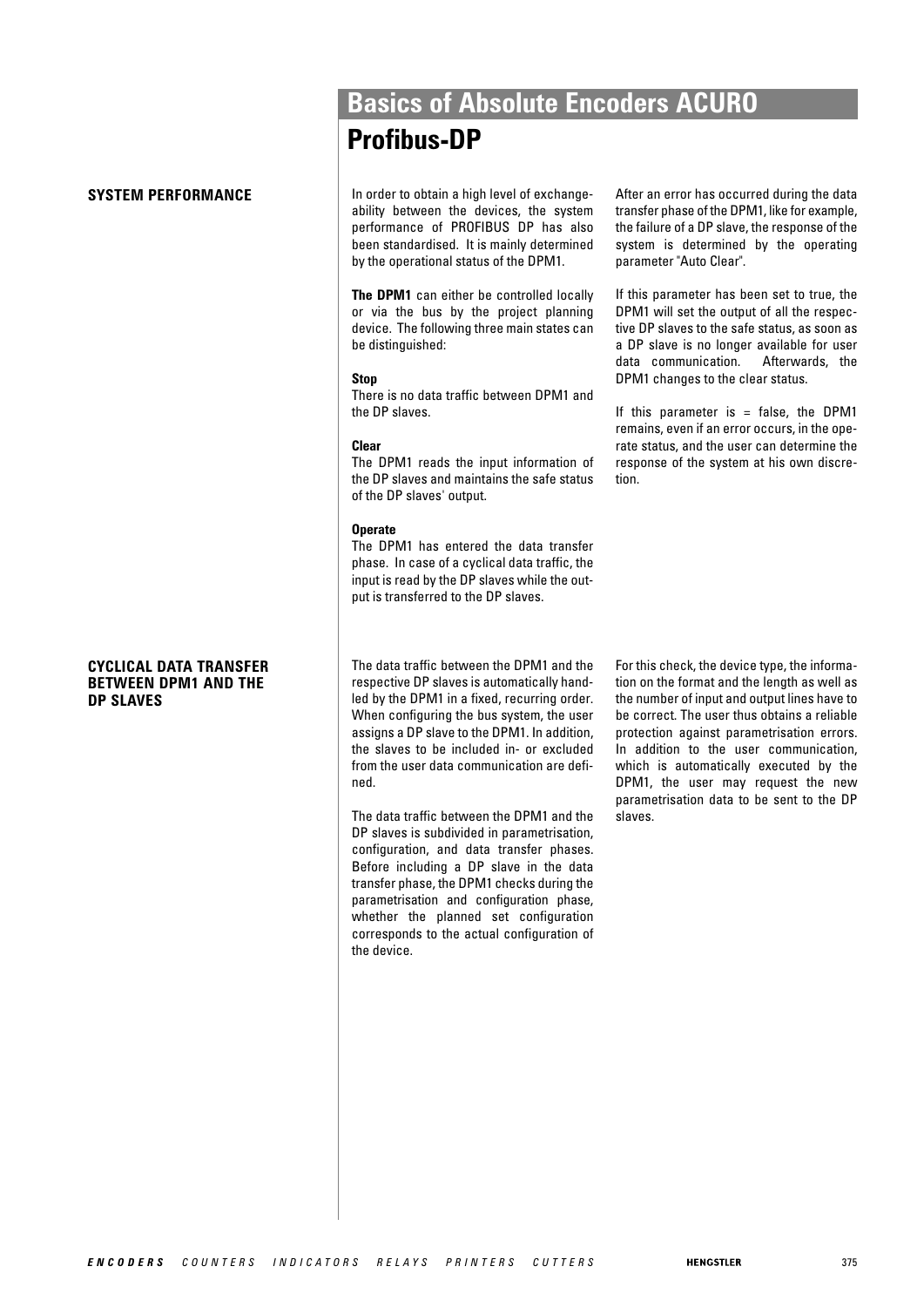# Basics of Absolute Encoders ACURO

## Profibus-DP

### SYSTEM PERFORMANCE

In order to obtain a high level of exchangeability between the devices, the system performance of PROFIBUS DP has also been standardised. It is mainly determined by the operational status of the DPM1.

**The DPM1** can either be controlled locally or via the bus by the project planning device. The following three main states can be distinguished:

**Stop**
There is no data traffic between DPM1 and the DP slaves.

**Clear**
The DPM1 reads the input information of the DP slaves and maintains the safe status of the DP slaves' output.

**Operate**
The DPM1 has entered the data transfer phase. In case of a cyclical data traffic, the input is read by the DP slaves while the output is transferred to the DP slaves.

After an error has occurred during the data transfer phase of the DPM1, like for example, the failure of a DP slave, the response of the system is determined by the operating parameter "Auto Clear".

If this parameter has been set to true, the DPM1 will set the output of all the respective DP slaves to the safe status, as soon as a DP slave is no longer available for user data communication. Afterwards, the DPM1 changes to the clear status.

If this parameter is = false, the DPM1 remains, even if an error occurs, in the operate status, and the user can determine the response of the system at his own discretion.

### CYCLICAL DATA TRANSFER BETWEEN DPM1 AND THE DP SLAVES

The data traffic between the DPM1 and the respective DP slaves is automatically handled by the DPM1 in a fixed, recurring order. When configuring the bus system, the user assigns a DP slave to the DPM1. In addition, the slaves to be included in- or excluded from the user data communication are defined.

The data traffic between the DPM1 and the DP slaves is subdivided in parametrisation, configuration, and data transfer phases. Before including a DP slave in the data transfer phase, the DPM1 checks during the parametrisation and configuration phase, whether the planned set configuration corresponds to the actual configuration of the device.

For this check, the device type, the information on the format and the length as well as the number of input and output lines have to be correct. The user thus obtains a reliable protection against parametrisation errors. In addition to the user communication, which is automatically executed by the DPM1, the user may request the new parametrisation data to be sent to the DP slaves.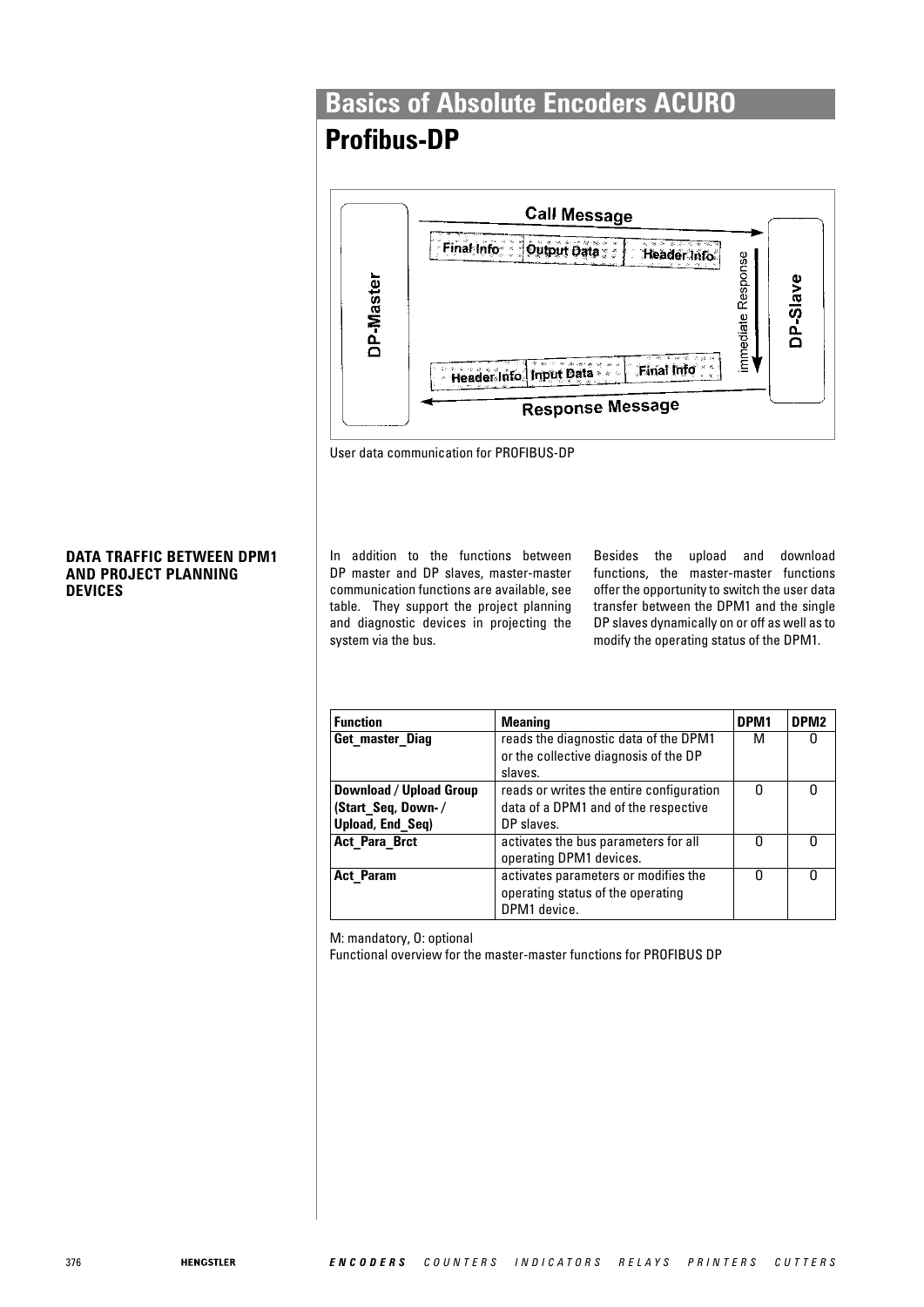# Basics of Absolute Encoders ACURO

## Profibus-DP

User data communication for PROFIBUS-DP

### DATA TRAFFIC BETWEEN DPM1 AND PROJECT PLANNING DEVICES

In addition to the functions between DP master and DP slaves, master-master communication functions are available, see table. They support the project planning and diagnostic devices in projecting the system via the bus.

Besides the upload and download functions, the master-master functions offer the opportunity to switch the user data transfer between the DPM1 and the single DP slaves dynamically on or off as well as to modify the operating status of the DPM1.

| Function | Meaning | DPM1 | DPM2 |
|---|---|---|---|
| **Get_master_Diag** | reads the diagnostic data of the DPM1 or the collective diagnosis of the DP slaves. | M | O |
| **Download / Upload Group (Start_Seq, Down- / Upload, End_Seq)** | reads or writes the entire configuration data of a DPM1 and of the respective DP slaves. | O | O |
| **Act_Para_Brct** | activates the bus parameters for all operating DPM1 devices. | O | O |
| **Act_Param** | activates parameters or modifies the operating status of the operating DPM1 device. | O | O |

M: mandatory, O: optional

Functional overview for the master-master functions for PROFIBUS DP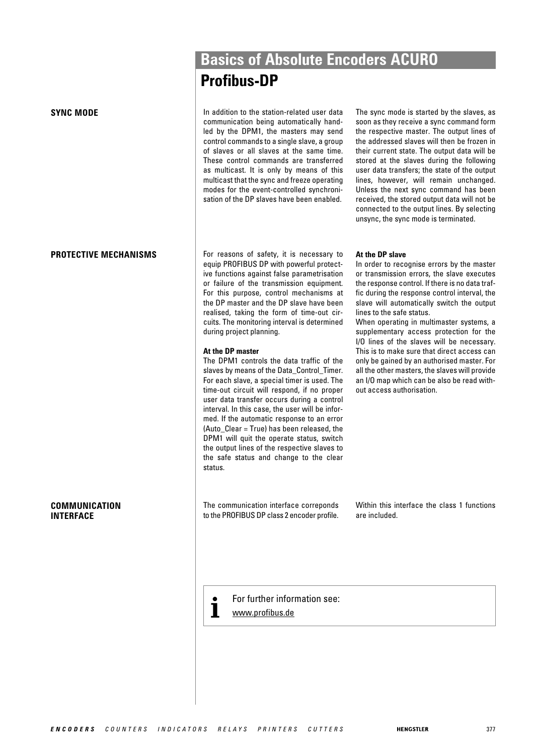# Basics of Absolute Encoders ACURO

## Profibus-DP

### SYNC MODE

In addition to the station-related user data communication being automatically handled by the DPM1, the masters may send control commands to a single slave, a group of slaves or all slaves at the same time. These control commands are transferred as multicast. It is only by means of this multicast that the sync and freeze operating modes for the event-controlled synchronisation of the DP slaves have been enabled.

The sync mode is started by the slaves, as soon as they receive a sync command form the respective master. The output lines of the addressed slaves will then be frozen in their current state. The output data will be stored at the slaves during the following user data transfers; the state of the output lines, however, will remain unchanged. Unless the next sync command has been received, the stored output data will not be connected to the output lines. By selecting unsync, the sync mode is terminated.

### PROTECTIVE MECHANISMS

For reasons of safety, it is necessary to equip PROFIBUS DP with powerful protective functions against false parametrisation or failure of the transmission equipment. For this purpose, control mechanisms at the DP master and the DP slave have been realised, taking the form of time-out circuits. The monitoring interval is determined during project planning.

**At the DP master**
The DPM1 controls the data traffic of the slaves by means of the Data_Control_Timer. For each slave, a special timer is used. The time-out circuit will respond, if no proper user data transfer occurs during a control interval. In this case, the user will be informed. If the automatic response to an error (Auto_Clear = True) has been released, the DPM1 will quit the operate status, switch the output lines of the respective slaves to the safe status and change to the clear status.

**At the DP slave**
In order to recognise errors by the master or transmission errors, the slave executes the response control. If there is no data traffic during the response control interval, the slave will automatically switch the output lines to the safe status.
When operating in multimaster systems, a supplementary access protection for the I/O lines of the slaves will be necessary. This is to make sure that direct access can only be gained by an authorised master. For all the other masters, the slaves will provide an I/O map which can be also be read without access authorisation.

### COMMUNICATION INTERFACE

The communication interface correponds to the PROFIBUS DP class 2 encoder profile.

Within this interface the class 1 functions are included.

**i** For further information see:
www.profibus.de